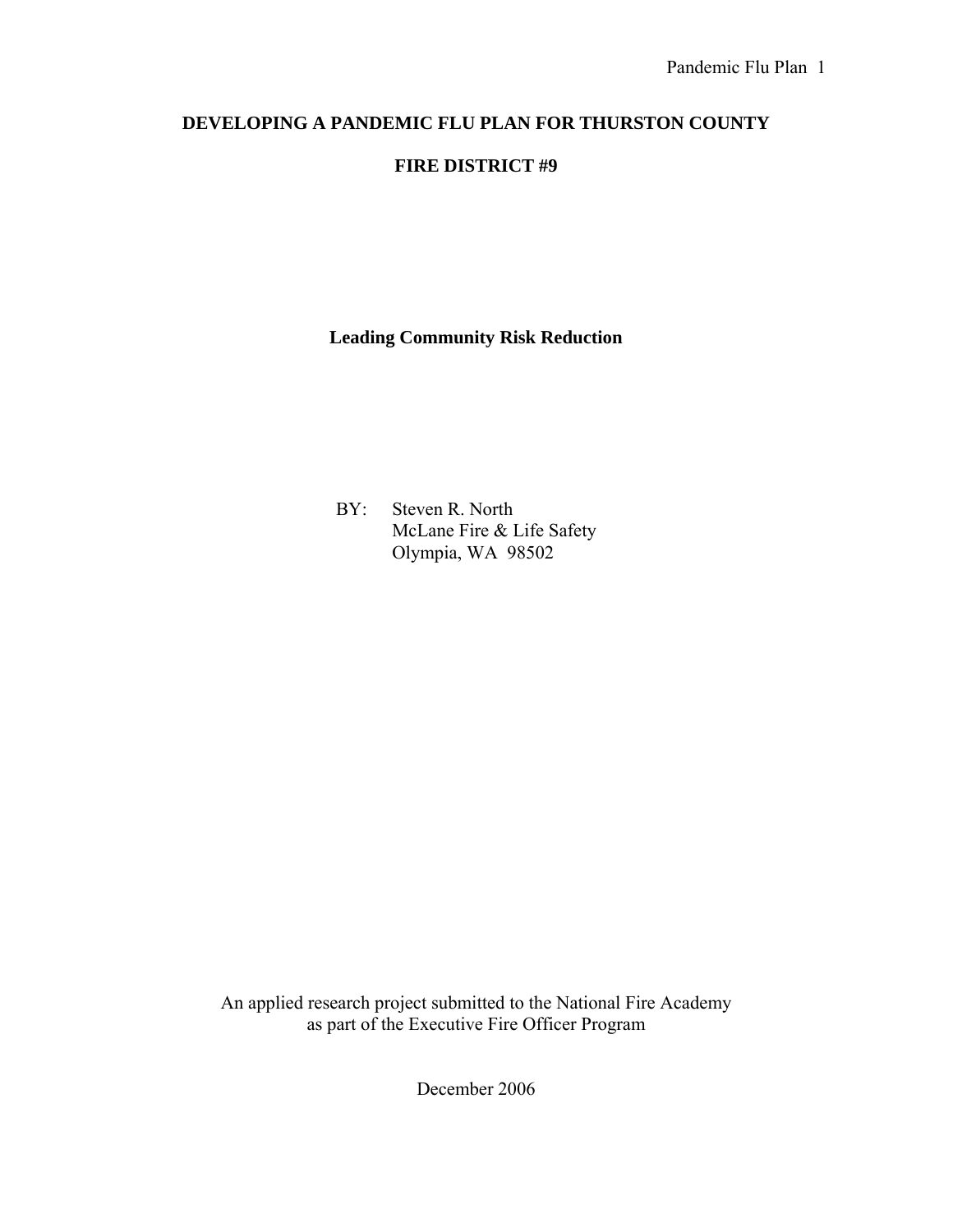# DEVELOPING A PANDEMIC FLU PLAN FOR THURSTON COUNTY FIRE DISTRICT #9

**Leading Community Risk Reduction**

BY: Steven R. North
McLane Fire & Life Safety
Olympia, WA 98502

An applied research project submitted to the National Fire Academy
as part of the Executive Fire Officer Program

December 2006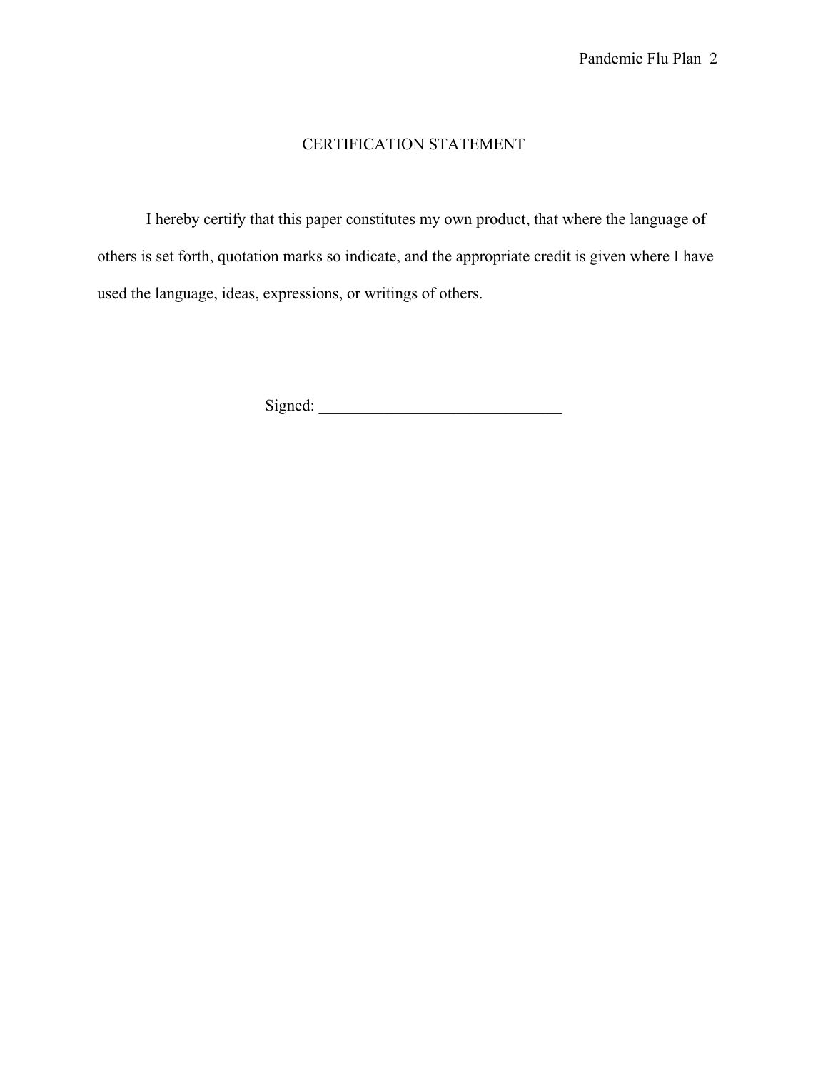# CERTIFICATION STATEMENT

I hereby certify that this paper constitutes my own product, that where the language of others is set forth, quotation marks so indicate, and the appropriate credit is given where I have used the language, ideas, expressions, or writings of others.

Signed: ______________________________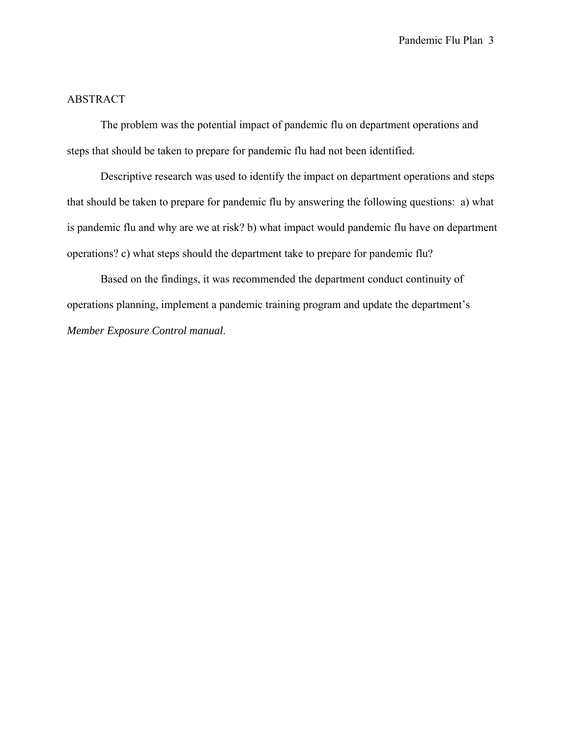## ABSTRACT

The problem was the potential impact of pandemic flu on department operations and steps that should be taken to prepare for pandemic flu had not been identified.

Descriptive research was used to identify the impact on department operations and steps that should be taken to prepare for pandemic flu by answering the following questions: a) what is pandemic flu and why are we at risk? b) what impact would pandemic flu have on department operations? c) what steps should the department take to prepare for pandemic flu?

Based on the findings, it was recommended the department conduct continuity of operations planning, implement a pandemic training program and update the department's *Member Exposure Control manual*.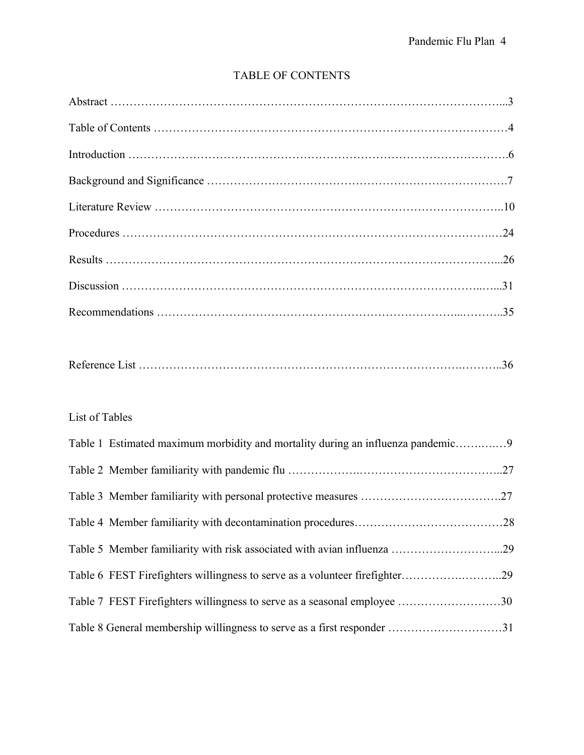# TABLE OF CONTENTS

Abstract ...3

Table of Contents ...4

Introduction ...6

Background and Significance ...7

Literature Review ...10

Procedures ...24

Results ...26

Discussion ...31

Recommendations ...35

Reference List ...36

List of Tables

Table 1 Estimated maximum morbidity and mortality during an influenza pandemic...9

Table 2 Member familiarity with pandemic flu ...27

Table 3 Member familiarity with personal protective measures ...27

Table 4 Member familiarity with decontamination procedures...28

Table 5 Member familiarity with risk associated with avian influenza ...29

Table 6 FEST Firefighters willingness to serve as a volunteer firefighter...29

Table 7 FEST Firefighters willingness to serve as a seasonal employee ...30

Table 8 General membership willingness to serve as a first responder ...31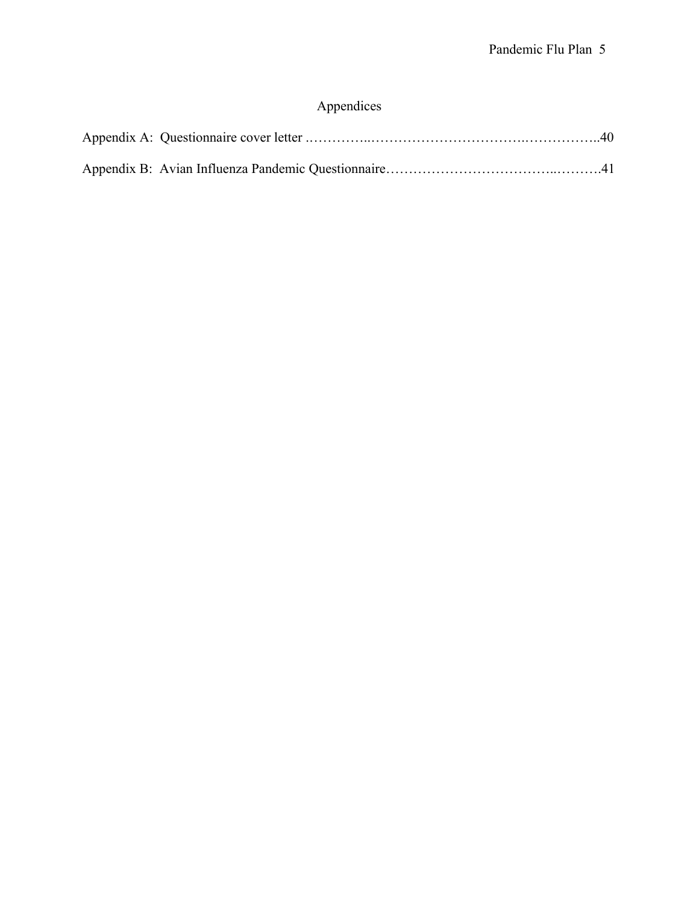# Appendices

Appendix A: Questionnaire cover letter ……………..……………………………..……………..40

Appendix B: Avian Influenza Pandemic Questionnaire……………………………..……….41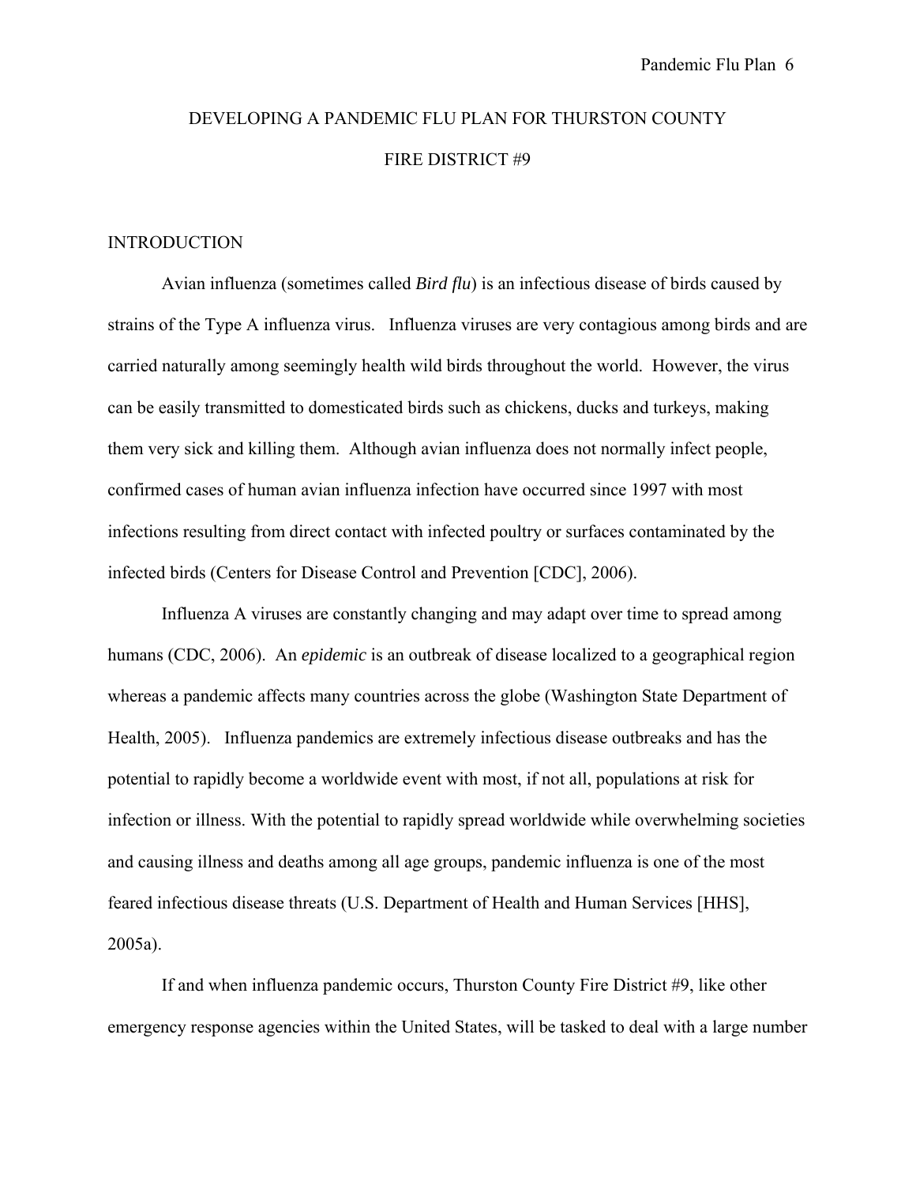# DEVELOPING A PANDEMIC FLU PLAN FOR THURSTON COUNTY FIRE DISTRICT #9

## INTRODUCTION

Avian influenza (sometimes called *Bird flu*) is an infectious disease of birds caused by strains of the Type A influenza virus. Influenza viruses are very contagious among birds and are carried naturally among seemingly health wild birds throughout the world. However, the virus can be easily transmitted to domesticated birds such as chickens, ducks and turkeys, making them very sick and killing them. Although avian influenza does not normally infect people, confirmed cases of human avian influenza infection have occurred since 1997 with most infections resulting from direct contact with infected poultry or surfaces contaminated by the infected birds (Centers for Disease Control and Prevention [CDC], 2006).

Influenza A viruses are constantly changing and may adapt over time to spread among humans (CDC, 2006). An *epidemic* is an outbreak of disease localized to a geographical region whereas a pandemic affects many countries across the globe (Washington State Department of Health, 2005). Influenza pandemics are extremely infectious disease outbreaks and has the potential to rapidly become a worldwide event with most, if not all, populations at risk for infection or illness. With the potential to rapidly spread worldwide while overwhelming societies and causing illness and deaths among all age groups, pandemic influenza is one of the most feared infectious disease threats (U.S. Department of Health and Human Services [HHS], 2005a).

If and when influenza pandemic occurs, Thurston County Fire District #9, like other emergency response agencies within the United States, will be tasked to deal with a large number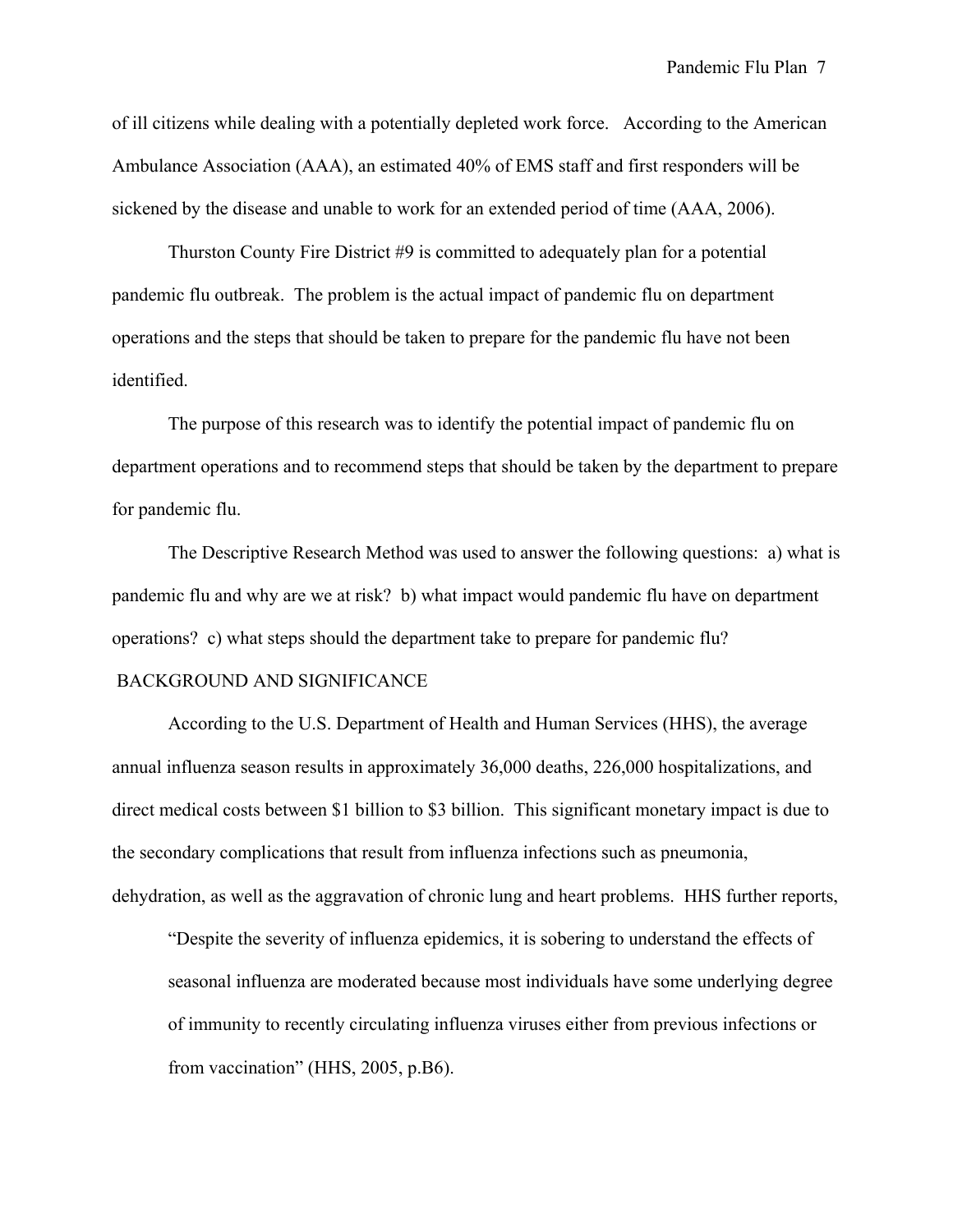of ill citizens while dealing with a potentially depleted work force. According to the American Ambulance Association (AAA), an estimated 40% of EMS staff and first responders will be sickened by the disease and unable to work for an extended period of time (AAA, 2006).

Thurston County Fire District #9 is committed to adequately plan for a potential pandemic flu outbreak. The problem is the actual impact of pandemic flu on department operations and the steps that should be taken to prepare for the pandemic flu have not been identified.

The purpose of this research was to identify the potential impact of pandemic flu on department operations and to recommend steps that should be taken by the department to prepare for pandemic flu.

The Descriptive Research Method was used to answer the following questions: a) what is pandemic flu and why are we at risk? b) what impact would pandemic flu have on department operations? c) what steps should the department take to prepare for pandemic flu?

## BACKGROUND AND SIGNIFICANCE

According to the U.S. Department of Health and Human Services (HHS), the average annual influenza season results in approximately 36,000 deaths, 226,000 hospitalizations, and direct medical costs between $1 billion to $3 billion. This significant monetary impact is due to the secondary complications that result from influenza infections such as pneumonia, dehydration, as well as the aggravation of chronic lung and heart problems. HHS further reports,

> "Despite the severity of influenza epidemics, it is sobering to understand the effects of seasonal influenza are moderated because most individuals have some underlying degree of immunity to recently circulating influenza viruses either from previous infections or from vaccination" (HHS, 2005, p.B6).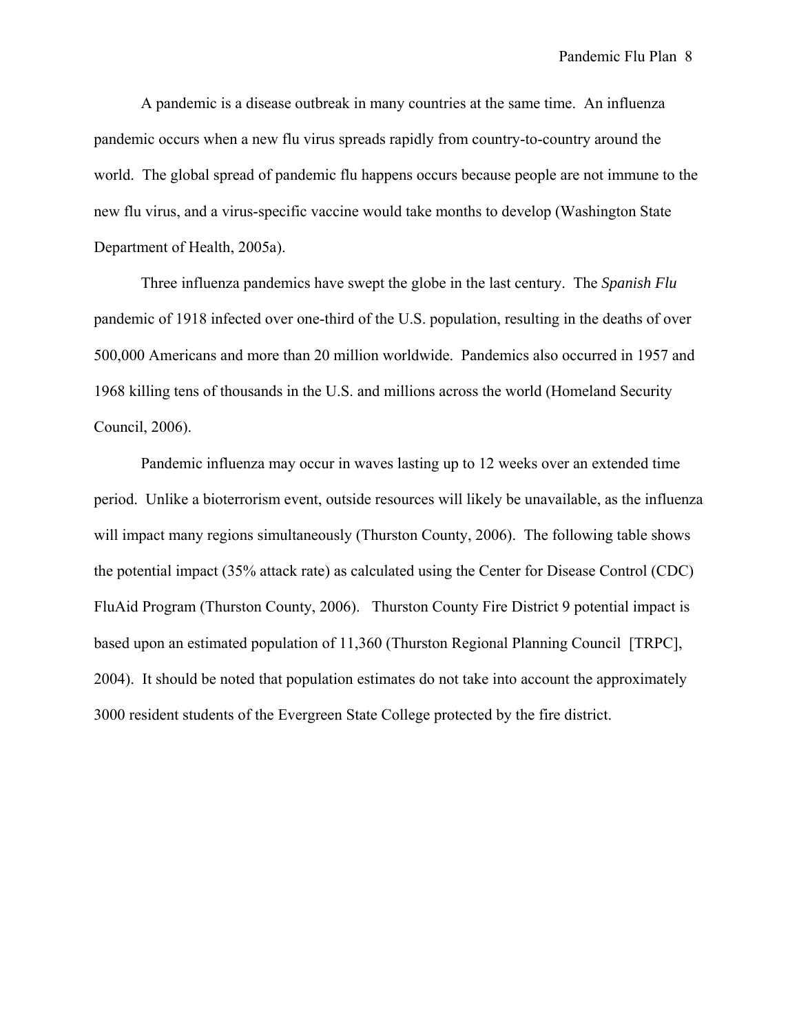A pandemic is a disease outbreak in many countries at the same time. An influenza pandemic occurs when a new flu virus spreads rapidly from country-to-country around the world. The global spread of pandemic flu happens occurs because people are not immune to the new flu virus, and a virus-specific vaccine would take months to develop (Washington State Department of Health, 2005a).

Three influenza pandemics have swept the globe in the last century. The *Spanish Flu* pandemic of 1918 infected over one-third of the U.S. population, resulting in the deaths of over 500,000 Americans and more than 20 million worldwide. Pandemics also occurred in 1957 and 1968 killing tens of thousands in the U.S. and millions across the world (Homeland Security Council, 2006).

Pandemic influenza may occur in waves lasting up to 12 weeks over an extended time period. Unlike a bioterrorism event, outside resources will likely be unavailable, as the influenza will impact many regions simultaneously (Thurston County, 2006). The following table shows the potential impact (35% attack rate) as calculated using the Center for Disease Control (CDC) FluAid Program (Thurston County, 2006). Thurston County Fire District 9 potential impact is based upon an estimated population of 11,360 (Thurston Regional Planning Council [TRPC], 2004). It should be noted that population estimates do not take into account the approximately 3000 resident students of the Evergreen State College protected by the fire district.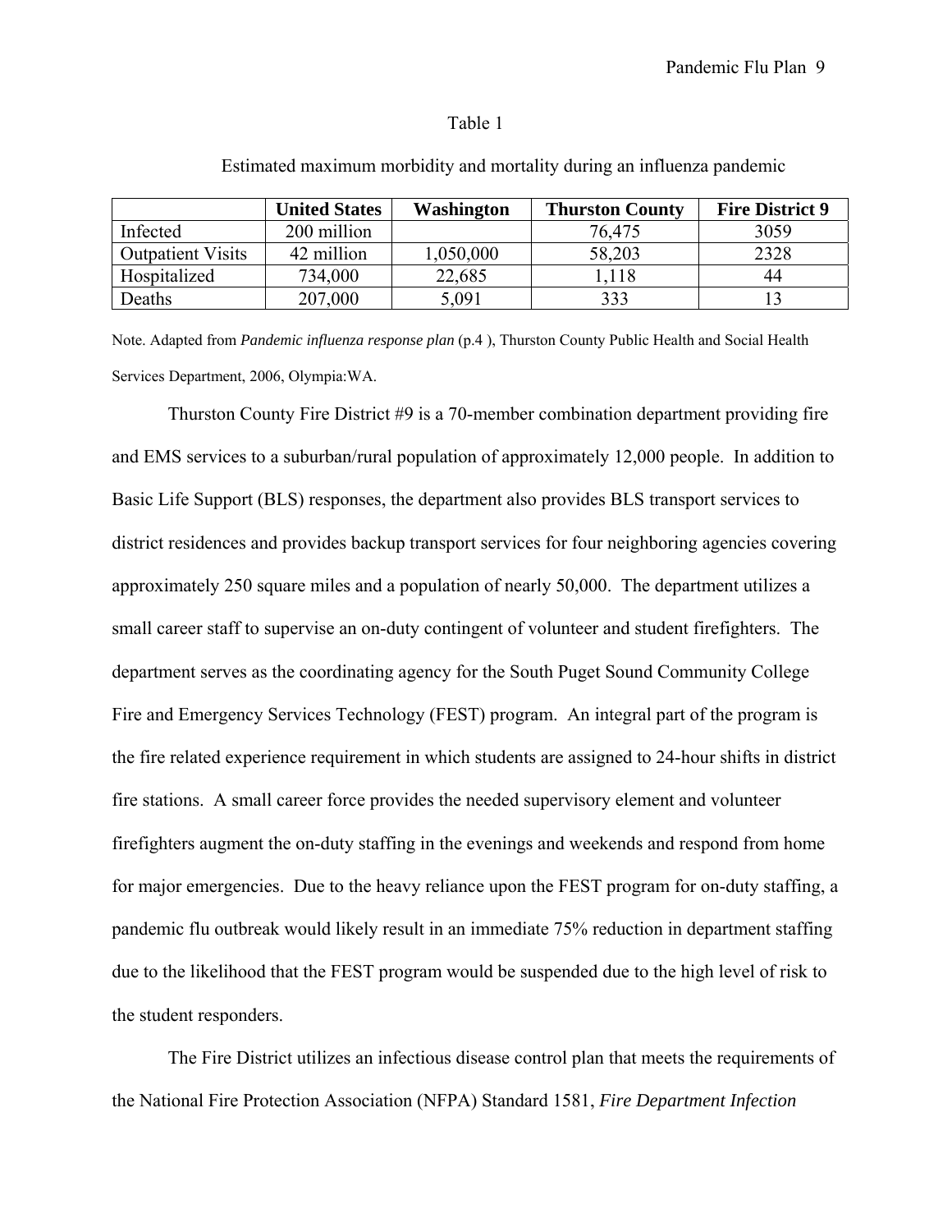Table 1

Estimated maximum morbidity and mortality during an influenza pandemic

| | United States | Washington | Thurston County | Fire District 9 |
|---|---|---|---|---|
| Infected | 200 million | | 76,475 | 3059 |
| Outpatient Visits | 42 million | 1,050,000 | 58,203 | 2328 |
| Hospitalized | 734,000 | 22,685 | 1,118 | 44 |
| Deaths | 207,000 | 5,091 | 333 | 13 |

Note. Adapted from *Pandemic influenza response plan* (p.4 ), Thurston County Public Health and Social Health Services Department, 2006, Olympia:WA.

Thurston County Fire District #9 is a 70-member combination department providing fire and EMS services to a suburban/rural population of approximately 12,000 people. In addition to Basic Life Support (BLS) responses, the department also provides BLS transport services to district residences and provides backup transport services for four neighboring agencies covering approximately 250 square miles and a population of nearly 50,000. The department utilizes a small career staff to supervise an on-duty contingent of volunteer and student firefighters. The department serves as the coordinating agency for the South Puget Sound Community College Fire and Emergency Services Technology (FEST) program. An integral part of the program is the fire related experience requirement in which students are assigned to 24-hour shifts in district fire stations. A small career force provides the needed supervisory element and volunteer firefighters augment the on-duty staffing in the evenings and weekends and respond from home for major emergencies. Due to the heavy reliance upon the FEST program for on-duty staffing, a pandemic flu outbreak would likely result in an immediate 75% reduction in department staffing due to the likelihood that the FEST program would be suspended due to the high level of risk to the student responders.

The Fire District utilizes an infectious disease control plan that meets the requirements of the National Fire Protection Association (NFPA) Standard 1581, *Fire Department Infection*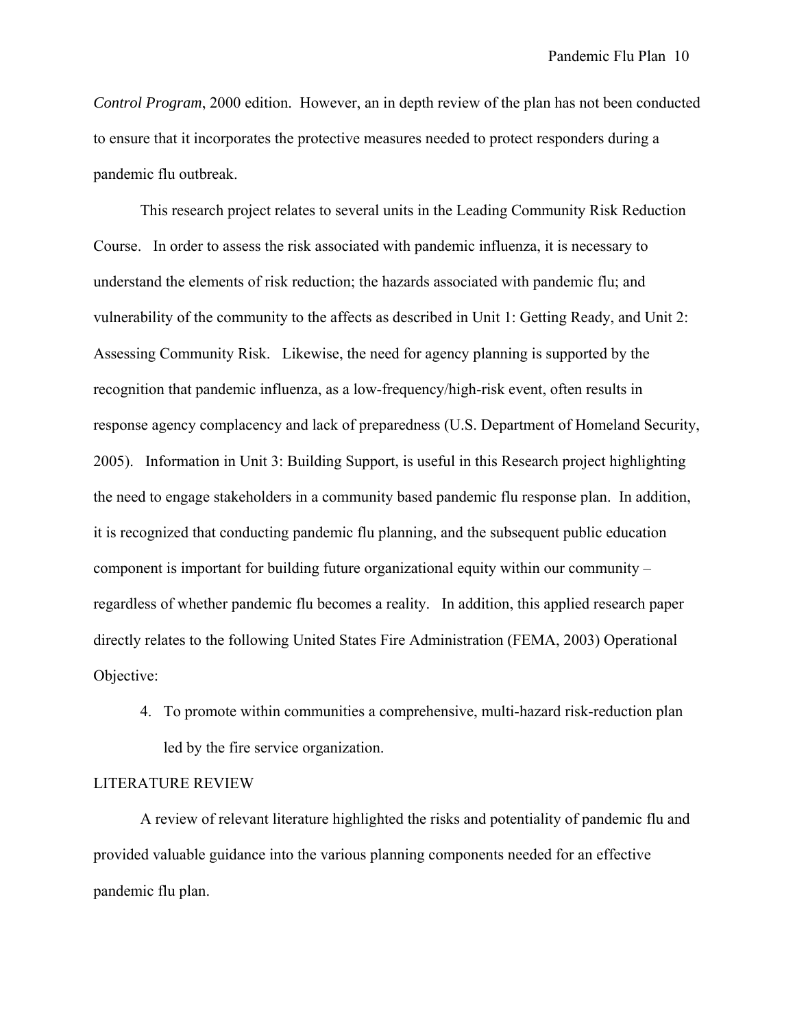*Control Program*, 2000 edition. However, an in depth review of the plan has not been conducted to ensure that it incorporates the protective measures needed to protect responders during a pandemic flu outbreak.

This research project relates to several units in the Leading Community Risk Reduction Course. In order to assess the risk associated with pandemic influenza, it is necessary to understand the elements of risk reduction; the hazards associated with pandemic flu; and vulnerability of the community to the affects as described in Unit 1: Getting Ready, and Unit 2: Assessing Community Risk. Likewise, the need for agency planning is supported by the recognition that pandemic influenza, as a low-frequency/high-risk event, often results in response agency complacency and lack of preparedness (U.S. Department of Homeland Security, 2005). Information in Unit 3: Building Support, is useful in this Research project highlighting the need to engage stakeholders in a community based pandemic flu response plan. In addition, it is recognized that conducting pandemic flu planning, and the subsequent public education component is important for building future organizational equity within our community – regardless of whether pandemic flu becomes a reality. In addition, this applied research paper directly relates to the following United States Fire Administration (FEMA, 2003) Operational Objective:

4. To promote within communities a comprehensive, multi-hazard risk-reduction plan led by the fire service organization.

## LITERATURE REVIEW

A review of relevant literature highlighted the risks and potentiality of pandemic flu and provided valuable guidance into the various planning components needed for an effective pandemic flu plan.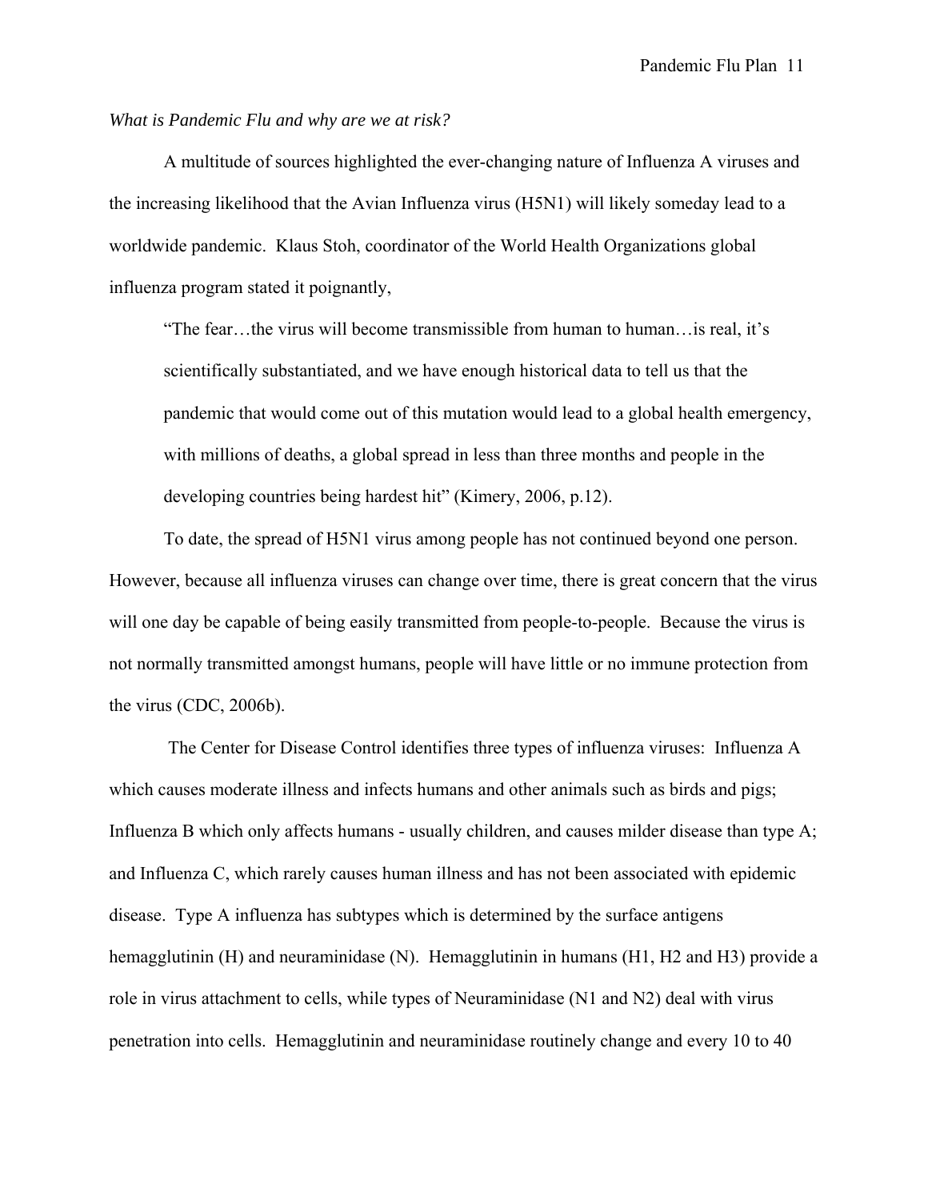*What is Pandemic Flu and why are we at risk?*

A multitude of sources highlighted the ever-changing nature of Influenza A viruses and the increasing likelihood that the Avian Influenza virus (H5N1) will likely someday lead to a worldwide pandemic. Klaus Stoh, coordinator of the World Health Organizations global influenza program stated it poignantly,

> "The fear…the virus will become transmissible from human to human…is real, it's scientifically substantiated, and we have enough historical data to tell us that the pandemic that would come out of this mutation would lead to a global health emergency, with millions of deaths, a global spread in less than three months and people in the developing countries being hardest hit" (Kimery, 2006, p.12).

To date, the spread of H5N1 virus among people has not continued beyond one person. However, because all influenza viruses can change over time, there is great concern that the virus will one day be capable of being easily transmitted from people-to-people. Because the virus is not normally transmitted amongst humans, people will have little or no immune protection from the virus (CDC, 2006b).

The Center for Disease Control identifies three types of influenza viruses: Influenza A which causes moderate illness and infects humans and other animals such as birds and pigs; Influenza B which only affects humans - usually children, and causes milder disease than type A; and Influenza C, which rarely causes human illness and has not been associated with epidemic disease. Type A influenza has subtypes which is determined by the surface antigens hemagglutinin (H) and neuraminidase (N). Hemagglutinin in humans (H1, H2 and H3) provide a role in virus attachment to cells, while types of Neuraminidase (N1 and N2) deal with virus penetration into cells. Hemagglutinin and neuraminidase routinely change and every 10 to 40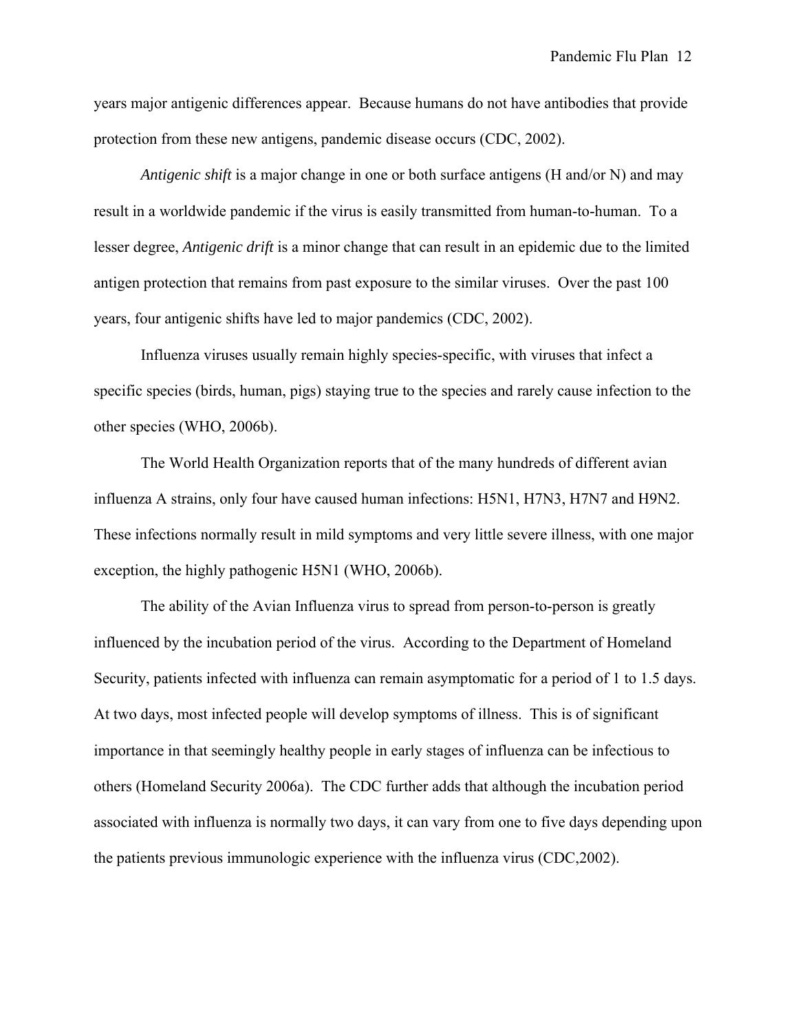years major antigenic differences appear. Because humans do not have antibodies that provide protection from these new antigens, pandemic disease occurs (CDC, 2002).

*Antigenic shift* is a major change in one or both surface antigens (H and/or N) and may result in a worldwide pandemic if the virus is easily transmitted from human-to-human. To a lesser degree, *Antigenic drift* is a minor change that can result in an epidemic due to the limited antigen protection that remains from past exposure to the similar viruses. Over the past 100 years, four antigenic shifts have led to major pandemics (CDC, 2002).

Influenza viruses usually remain highly species-specific, with viruses that infect a specific species (birds, human, pigs) staying true to the species and rarely cause infection to the other species (WHO, 2006b).

The World Health Organization reports that of the many hundreds of different avian influenza A strains, only four have caused human infections: H5N1, H7N3, H7N7 and H9N2. These infections normally result in mild symptoms and very little severe illness, with one major exception, the highly pathogenic H5N1 (WHO, 2006b).

The ability of the Avian Influenza virus to spread from person-to-person is greatly influenced by the incubation period of the virus. According to the Department of Homeland Security, patients infected with influenza can remain asymptomatic for a period of 1 to 1.5 days. At two days, most infected people will develop symptoms of illness. This is of significant importance in that seemingly healthy people in early stages of influenza can be infectious to others (Homeland Security 2006a). The CDC further adds that although the incubation period associated with influenza is normally two days, it can vary from one to five days depending upon the patients previous immunologic experience with the influenza virus (CDC,2002).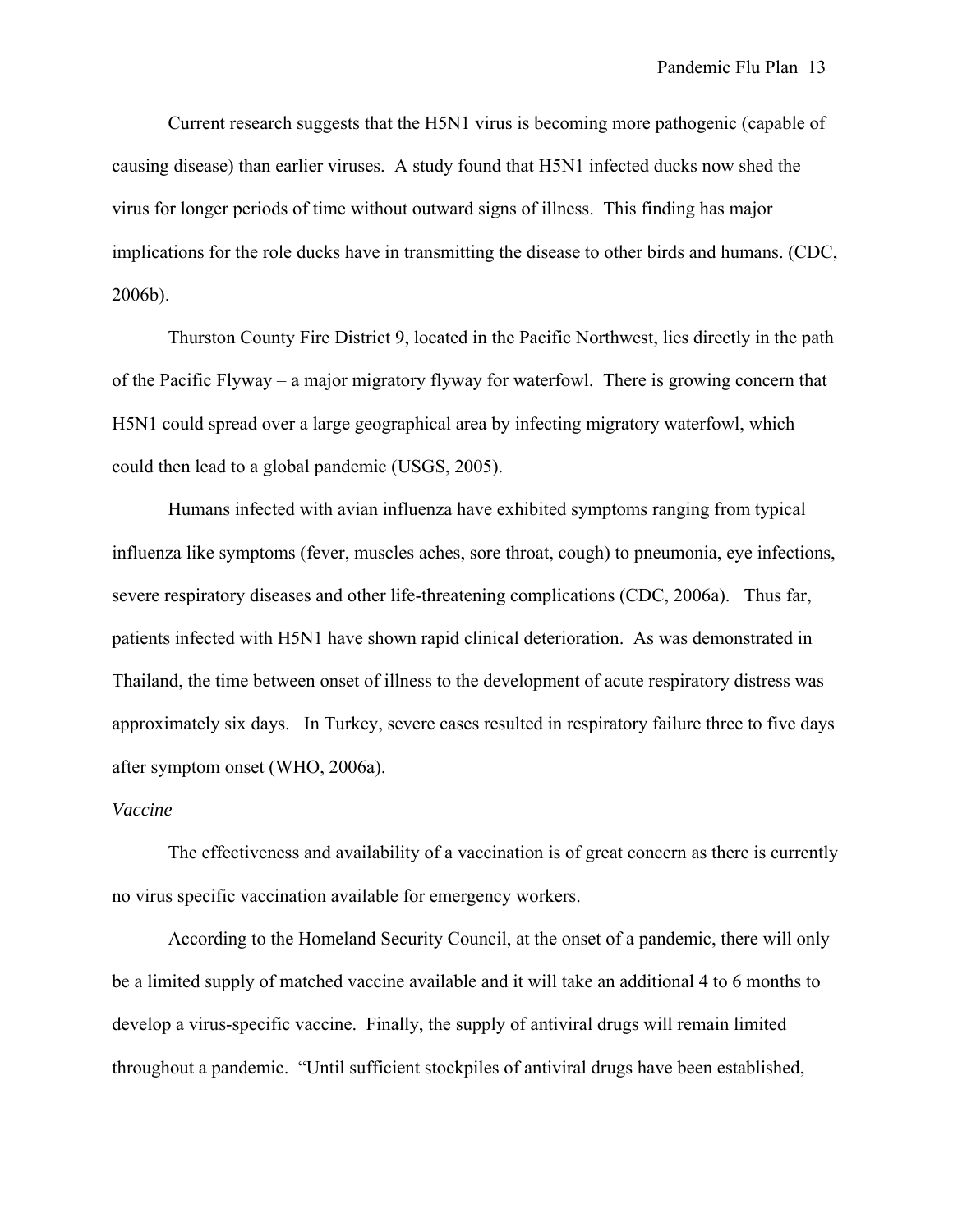Current research suggests that the H5N1 virus is becoming more pathogenic (capable of causing disease) than earlier viruses. A study found that H5N1 infected ducks now shed the virus for longer periods of time without outward signs of illness. This finding has major implications for the role ducks have in transmitting the disease to other birds and humans. (CDC, 2006b).

Thurston County Fire District 9, located in the Pacific Northwest, lies directly in the path of the Pacific Flyway – a major migratory flyway for waterfowl. There is growing concern that H5N1 could spread over a large geographical area by infecting migratory waterfowl, which could then lead to a global pandemic (USGS, 2005).

Humans infected with avian influenza have exhibited symptoms ranging from typical influenza like symptoms (fever, muscles aches, sore throat, cough) to pneumonia, eye infections, severe respiratory diseases and other life-threatening complications (CDC, 2006a). Thus far, patients infected with H5N1 have shown rapid clinical deterioration. As was demonstrated in Thailand, the time between onset of illness to the development of acute respiratory distress was approximately six days. In Turkey, severe cases resulted in respiratory failure three to five days after symptom onset (WHO, 2006a).

*Vaccine*

The effectiveness and availability of a vaccination is of great concern as there is currently no virus specific vaccination available for emergency workers.

According to the Homeland Security Council, at the onset of a pandemic, there will only be a limited supply of matched vaccine available and it will take an additional 4 to 6 months to develop a virus-specific vaccine. Finally, the supply of antiviral drugs will remain limited throughout a pandemic. "Until sufficient stockpiles of antiviral drugs have been established,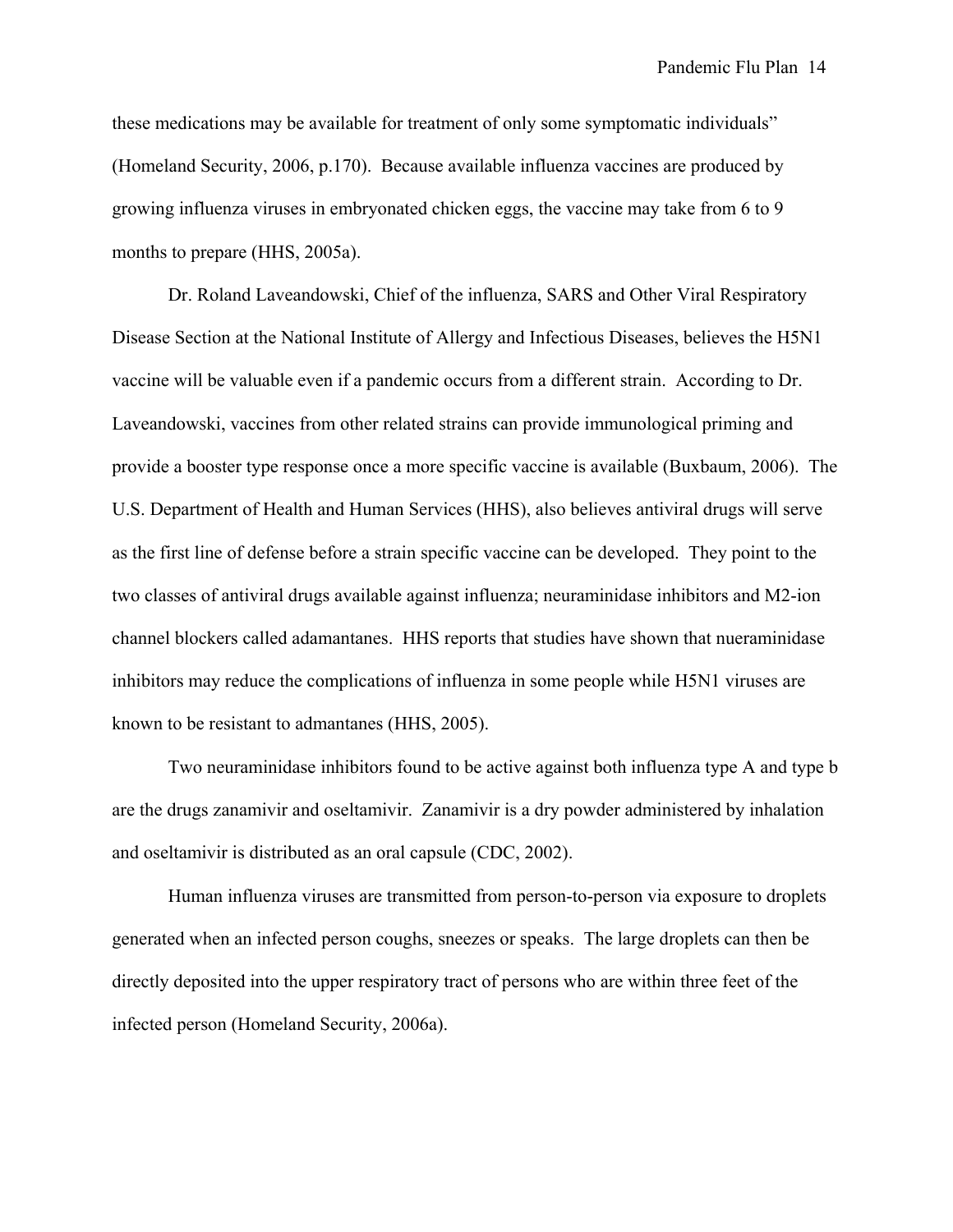these medications may be available for treatment of only some symptomatic individuals" (Homeland Security, 2006, p.170). Because available influenza vaccines are produced by growing influenza viruses in embryonated chicken eggs, the vaccine may take from 6 to 9 months to prepare (HHS, 2005a).

Dr. Roland Laveandowski, Chief of the influenza, SARS and Other Viral Respiratory Disease Section at the National Institute of Allergy and Infectious Diseases, believes the H5N1 vaccine will be valuable even if a pandemic occurs from a different strain. According to Dr. Laveandowski, vaccines from other related strains can provide immunological priming and provide a booster type response once a more specific vaccine is available (Buxbaum, 2006). The U.S. Department of Health and Human Services (HHS), also believes antiviral drugs will serve as the first line of defense before a strain specific vaccine can be developed. They point to the two classes of antiviral drugs available against influenza; neuraminidase inhibitors and M2-ion channel blockers called adamantanes. HHS reports that studies have shown that nueraminidase inhibitors may reduce the complications of influenza in some people while H5N1 viruses are known to be resistant to admantanes (HHS, 2005).

Two neuraminidase inhibitors found to be active against both influenza type A and type b are the drugs zanamivir and oseltamivir. Zanamivir is a dry powder administered by inhalation and oseltamivir is distributed as an oral capsule (CDC, 2002).

Human influenza viruses are transmitted from person-to-person via exposure to droplets generated when an infected person coughs, sneezes or speaks. The large droplets can then be directly deposited into the upper respiratory tract of persons who are within three feet of the infected person (Homeland Security, 2006a).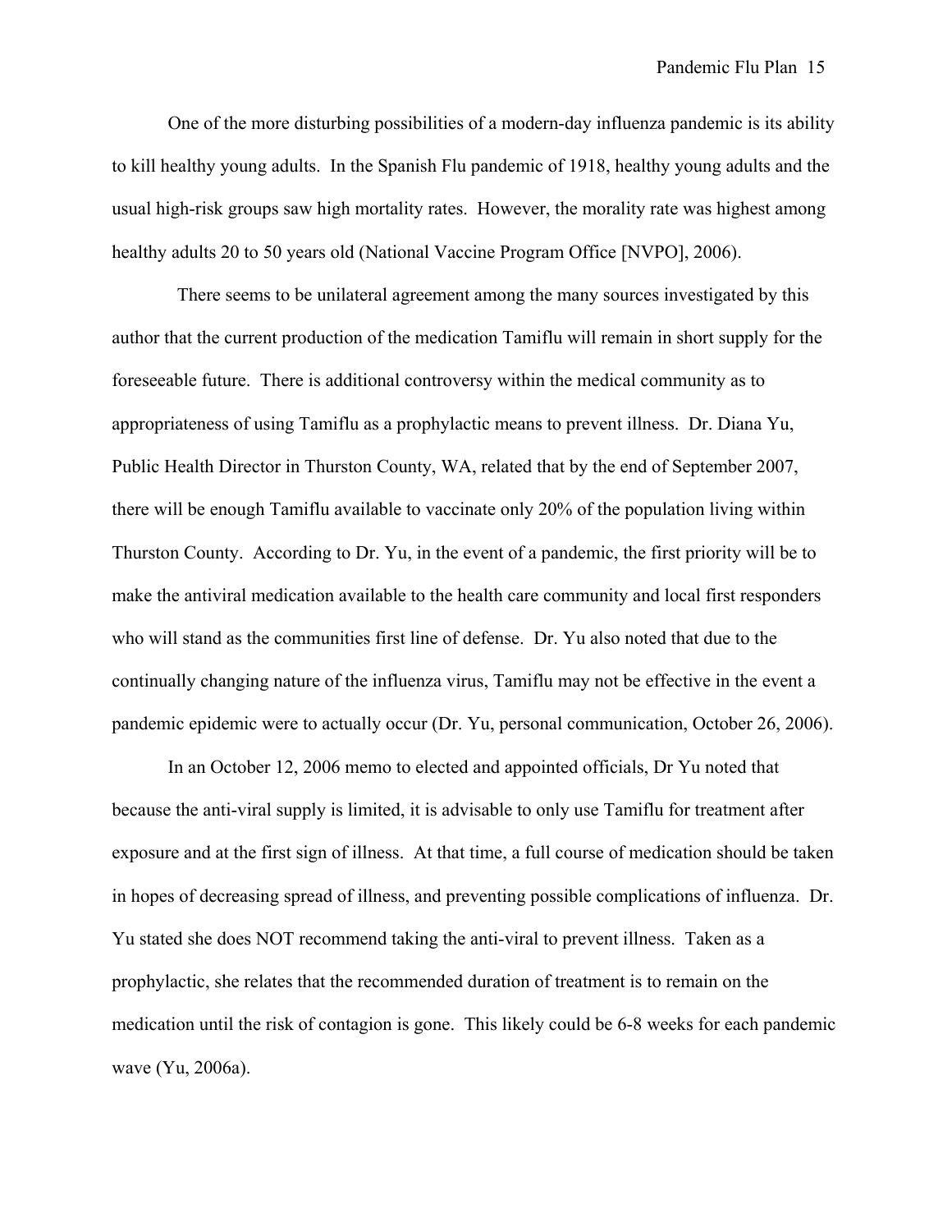One of the more disturbing possibilities of a modern-day influenza pandemic is its ability to kill healthy young adults. In the Spanish Flu pandemic of 1918, healthy young adults and the usual high-risk groups saw high mortality rates. However, the morality rate was highest among healthy adults 20 to 50 years old (National Vaccine Program Office [NVPO], 2006).

There seems to be unilateral agreement among the many sources investigated by this author that the current production of the medication Tamiflu will remain in short supply for the foreseeable future. There is additional controversy within the medical community as to appropriateness of using Tamiflu as a prophylactic means to prevent illness. Dr. Diana Yu, Public Health Director in Thurston County, WA, related that by the end of September 2007, there will be enough Tamiflu available to vaccinate only 20% of the population living within Thurston County. According to Dr. Yu, in the event of a pandemic, the first priority will be to make the antiviral medication available to the health care community and local first responders who will stand as the communities first line of defense. Dr. Yu also noted that due to the continually changing nature of the influenza virus, Tamiflu may not be effective in the event a pandemic epidemic were to actually occur (Dr. Yu, personal communication, October 26, 2006).

In an October 12, 2006 memo to elected and appointed officials, Dr Yu noted that because the anti-viral supply is limited, it is advisable to only use Tamiflu for treatment after exposure and at the first sign of illness. At that time, a full course of medication should be taken in hopes of decreasing spread of illness, and preventing possible complications of influenza. Dr. Yu stated she does NOT recommend taking the anti-viral to prevent illness. Taken as a prophylactic, she relates that the recommended duration of treatment is to remain on the medication until the risk of contagion is gone. This likely could be 6-8 weeks for each pandemic wave (Yu, 2006a).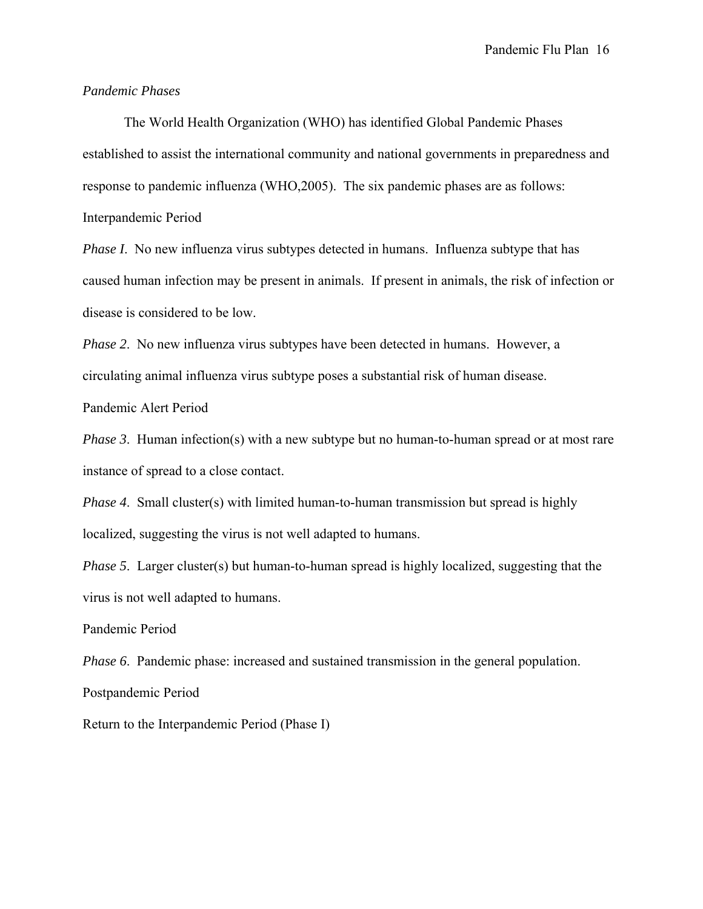*Pandemic Phases*

The World Health Organization (WHO) has identified Global Pandemic Phases established to assist the international community and national governments in preparedness and response to pandemic influenza (WHO,2005). The six pandemic phases are as follows:

Interpandemic Period

*Phase I*. No new influenza virus subtypes detected in humans. Influenza subtype that has caused human infection may be present in animals. If present in animals, the risk of infection or disease is considered to be low.

*Phase 2*. No new influenza virus subtypes have been detected in humans. However, a circulating animal influenza virus subtype poses a substantial risk of human disease.

Pandemic Alert Period

*Phase 3*. Human infection(s) with a new subtype but no human-to-human spread or at most rare instance of spread to a close contact.

*Phase 4*. Small cluster(s) with limited human-to-human transmission but spread is highly localized, suggesting the virus is not well adapted to humans.

*Phase 5*. Larger cluster(s) but human-to-human spread is highly localized, suggesting that the virus is not well adapted to humans.

Pandemic Period

*Phase 6*. Pandemic phase: increased and sustained transmission in the general population.

Postpandemic Period

Return to the Interpandemic Period (Phase I)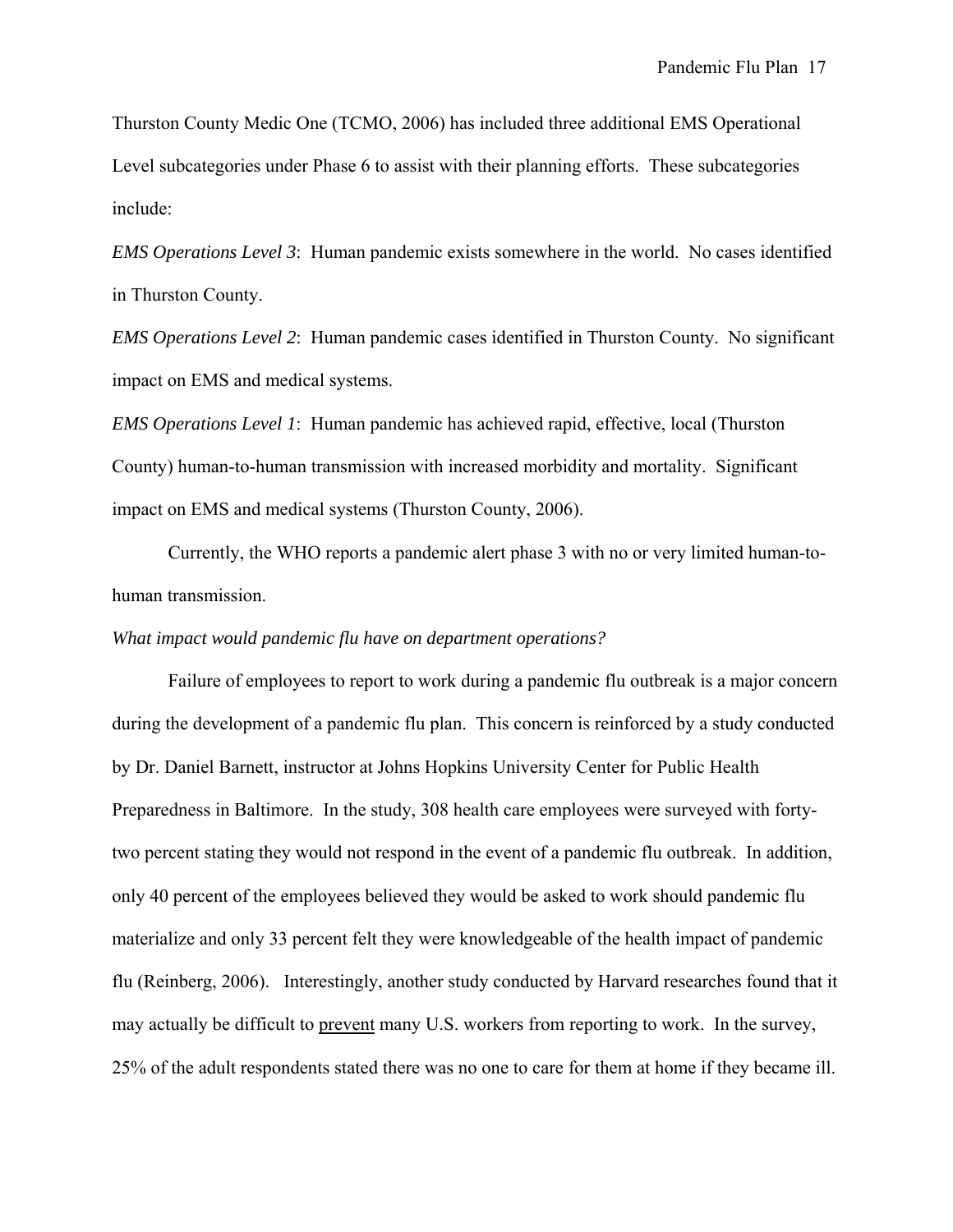Thurston County Medic One (TCMO, 2006) has included three additional EMS Operational Level subcategories under Phase 6 to assist with their planning efforts. These subcategories include:

*EMS Operations Level 3*: Human pandemic exists somewhere in the world. No cases identified in Thurston County.

*EMS Operations Level 2*: Human pandemic cases identified in Thurston County. No significant impact on EMS and medical systems.

*EMS Operations Level 1*: Human pandemic has achieved rapid, effective, local (Thurston County) human-to-human transmission with increased morbidity and mortality. Significant impact on EMS and medical systems (Thurston County, 2006).

Currently, the WHO reports a pandemic alert phase 3 with no or very limited human-to-human transmission.

*What impact would pandemic flu have on department operations?*

Failure of employees to report to work during a pandemic flu outbreak is a major concern during the development of a pandemic flu plan. This concern is reinforced by a study conducted by Dr. Daniel Barnett, instructor at Johns Hopkins University Center for Public Health Preparedness in Baltimore. In the study, 308 health care employees were surveyed with forty-two percent stating they would not respond in the event of a pandemic flu outbreak. In addition, only 40 percent of the employees believed they would be asked to work should pandemic flu materialize and only 33 percent felt they were knowledgeable of the health impact of pandemic flu (Reinberg, 2006). Interestingly, another study conducted by Harvard researches found that it may actually be difficult to <u>prevent</u> many U.S. workers from reporting to work. In the survey, 25% of the adult respondents stated there was no one to care for them at home if they became ill.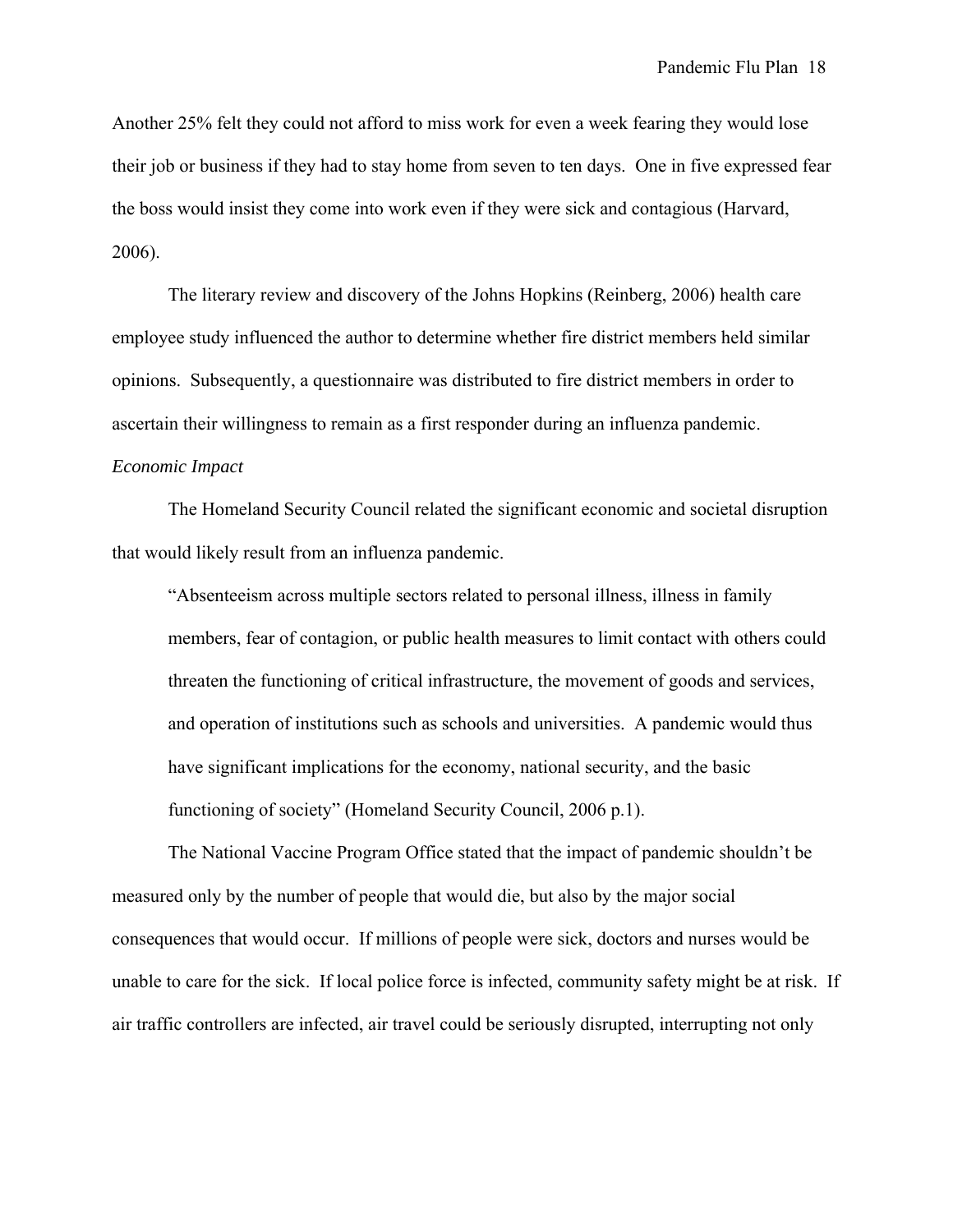Another 25% felt they could not afford to miss work for even a week fearing they would lose their job or business if they had to stay home from seven to ten days. One in five expressed fear the boss would insist they come into work even if they were sick and contagious (Harvard, 2006).

The literary review and discovery of the Johns Hopkins (Reinberg, 2006) health care employee study influenced the author to determine whether fire district members held similar opinions. Subsequently, a questionnaire was distributed to fire district members in order to ascertain their willingness to remain as a first responder during an influenza pandemic.

*Economic Impact*

The Homeland Security Council related the significant economic and societal disruption that would likely result from an influenza pandemic.

> "Absenteeism across multiple sectors related to personal illness, illness in family members, fear of contagion, or public health measures to limit contact with others could threaten the functioning of critical infrastructure, the movement of goods and services, and operation of institutions such as schools and universities. A pandemic would thus have significant implications for the economy, national security, and the basic functioning of society" (Homeland Security Council, 2006 p.1).

The National Vaccine Program Office stated that the impact of pandemic shouldn't be measured only by the number of people that would die, but also by the major social consequences that would occur. If millions of people were sick, doctors and nurses would be unable to care for the sick. If local police force is infected, community safety might be at risk. If air traffic controllers are infected, air travel could be seriously disrupted, interrupting not only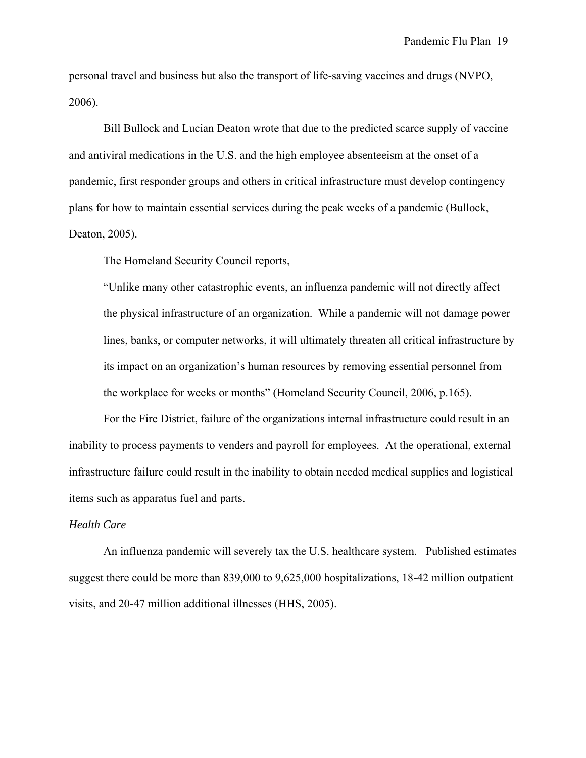personal travel and business but also the transport of life-saving vaccines and drugs (NVPO, 2006).

Bill Bullock and Lucian Deaton wrote that due to the predicted scarce supply of vaccine and antiviral medications in the U.S. and the high employee absenteeism at the onset of a pandemic, first responder groups and others in critical infrastructure must develop contingency plans for how to maintain essential services during the peak weeks of a pandemic (Bullock, Deaton, 2005).

The Homeland Security Council reports,

> "Unlike many other catastrophic events, an influenza pandemic will not directly affect the physical infrastructure of an organization. While a pandemic will not damage power lines, banks, or computer networks, it will ultimately threaten all critical infrastructure by its impact on an organization's human resources by removing essential personnel from the workplace for weeks or months" (Homeland Security Council, 2006, p.165).

For the Fire District, failure of the organizations internal infrastructure could result in an inability to process payments to venders and payroll for employees. At the operational, external infrastructure failure could result in the inability to obtain needed medical supplies and logistical items such as apparatus fuel and parts.

*Health Care*

An influenza pandemic will severely tax the U.S. healthcare system. Published estimates suggest there could be more than 839,000 to 9,625,000 hospitalizations, 18-42 million outpatient visits, and 20-47 million additional illnesses (HHS, 2005).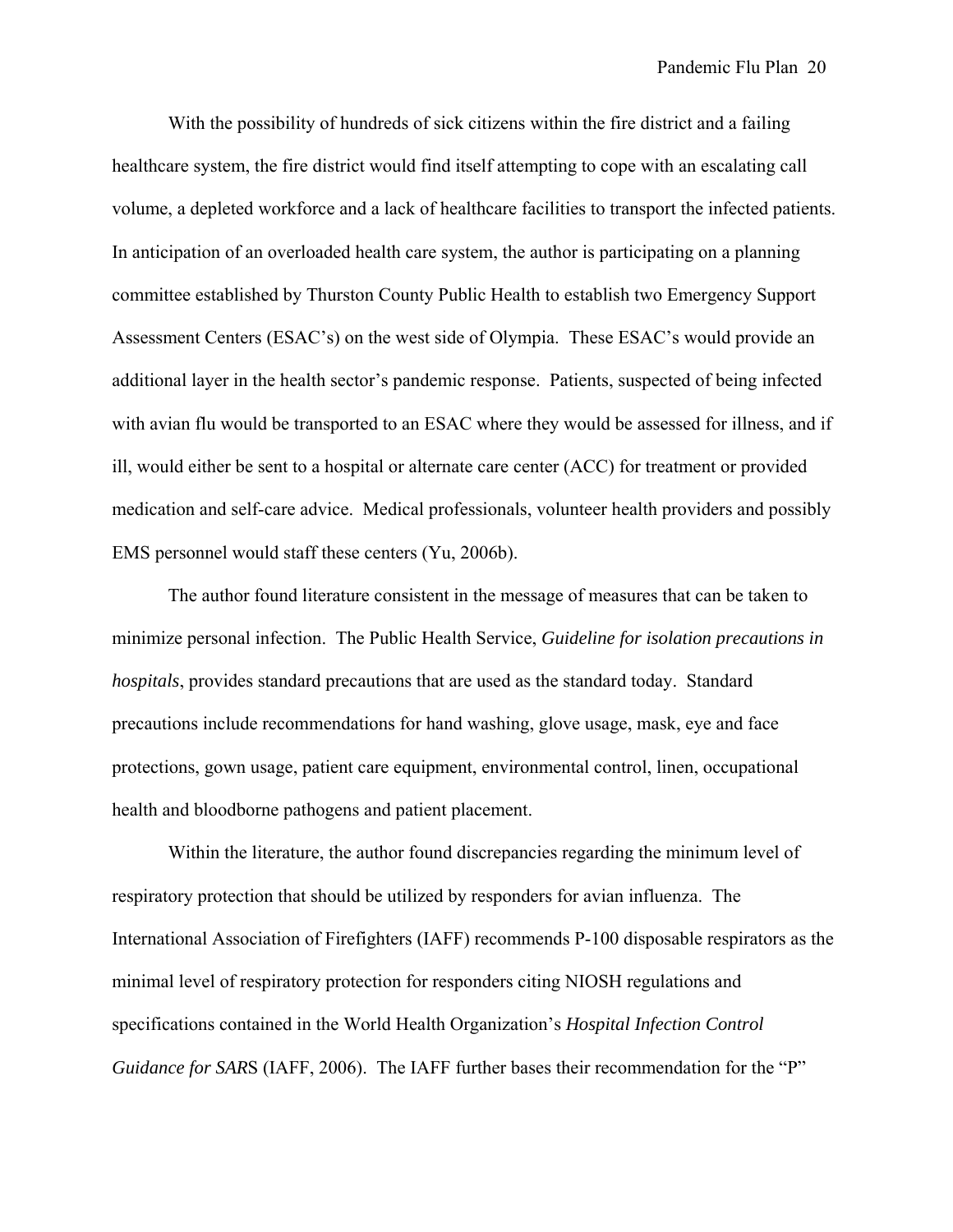With the possibility of hundreds of sick citizens within the fire district and a failing healthcare system, the fire district would find itself attempting to cope with an escalating call volume, a depleted workforce and a lack of healthcare facilities to transport the infected patients. In anticipation of an overloaded health care system, the author is participating on a planning committee established by Thurston County Public Health to establish two Emergency Support Assessment Centers (ESAC's) on the west side of Olympia. These ESAC's would provide an additional layer in the health sector's pandemic response. Patients, suspected of being infected with avian flu would be transported to an ESAC where they would be assessed for illness, and if ill, would either be sent to a hospital or alternate care center (ACC) for treatment or provided medication and self-care advice. Medical professionals, volunteer health providers and possibly EMS personnel would staff these centers (Yu, 2006b).

The author found literature consistent in the message of measures that can be taken to minimize personal infection. The Public Health Service, *Guideline for isolation precautions in hospitals*, provides standard precautions that are used as the standard today. Standard precautions include recommendations for hand washing, glove usage, mask, eye and face protections, gown usage, patient care equipment, environmental control, linen, occupational health and bloodborne pathogens and patient placement.

Within the literature, the author found discrepancies regarding the minimum level of respiratory protection that should be utilized by responders for avian influenza. The International Association of Firefighters (IAFF) recommends P-100 disposable respirators as the minimal level of respiratory protection for responders citing NIOSH regulations and specifications contained in the World Health Organization's *Hospital Infection Control Guidance for SARS* (IAFF, 2006). The IAFF further bases their recommendation for the "P"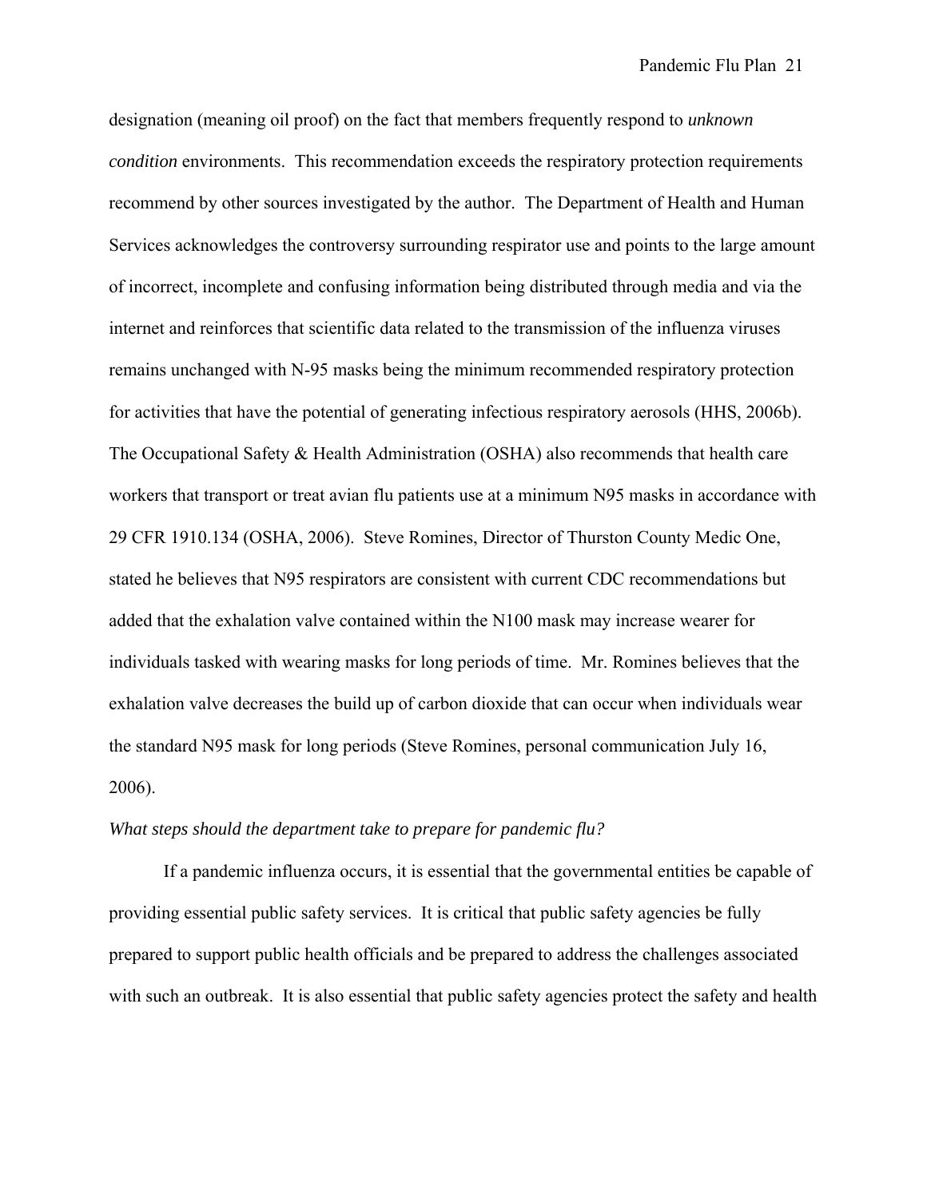designation (meaning oil proof) on the fact that members frequently respond to *unknown condition* environments. This recommendation exceeds the respiratory protection requirements recommend by other sources investigated by the author. The Department of Health and Human Services acknowledges the controversy surrounding respirator use and points to the large amount of incorrect, incomplete and confusing information being distributed through media and via the internet and reinforces that scientific data related to the transmission of the influenza viruses remains unchanged with N-95 masks being the minimum recommended respiratory protection for activities that have the potential of generating infectious respiratory aerosols (HHS, 2006b). The Occupational Safety & Health Administration (OSHA) also recommends that health care workers that transport or treat avian flu patients use at a minimum N95 masks in accordance with 29 CFR 1910.134 (OSHA, 2006). Steve Romines, Director of Thurston County Medic One, stated he believes that N95 respirators are consistent with current CDC recommendations but added that the exhalation valve contained within the N100 mask may increase wearer for individuals tasked with wearing masks for long periods of time. Mr. Romines believes that the exhalation valve decreases the build up of carbon dioxide that can occur when individuals wear the standard N95 mask for long periods (Steve Romines, personal communication July 16, 2006).

*What steps should the department take to prepare for pandemic flu?*

If a pandemic influenza occurs, it is essential that the governmental entities be capable of providing essential public safety services. It is critical that public safety agencies be fully prepared to support public health officials and be prepared to address the challenges associated with such an outbreak. It is also essential that public safety agencies protect the safety and health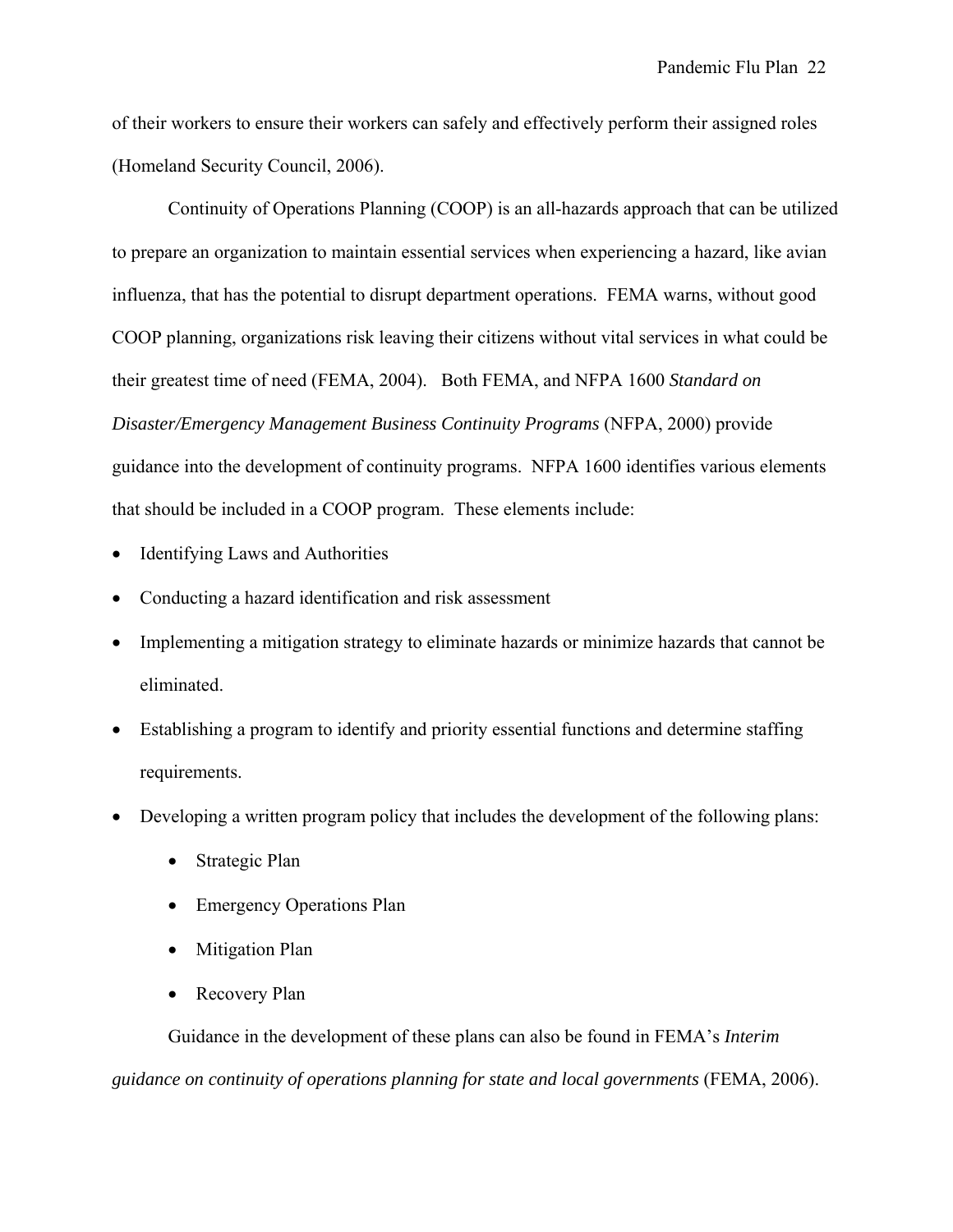of their workers to ensure their workers can safely and effectively perform their assigned roles (Homeland Security Council, 2006).

Continuity of Operations Planning (COOP) is an all-hazards approach that can be utilized to prepare an organization to maintain essential services when experiencing a hazard, like avian influenza, that has the potential to disrupt department operations. FEMA warns, without good COOP planning, organizations risk leaving their citizens without vital services in what could be their greatest time of need (FEMA, 2004). Both FEMA, and NFPA 1600 *Standard on Disaster/Emergency Management Business Continuity Programs* (NFPA, 2000) provide guidance into the development of continuity programs. NFPA 1600 identifies various elements that should be included in a COOP program. These elements include:

- Identifying Laws and Authorities
- Conducting a hazard identification and risk assessment
- Implementing a mitigation strategy to eliminate hazards or minimize hazards that cannot be eliminated.
- Establishing a program to identify and priority essential functions and determine staffing requirements.
- Developing a written program policy that includes the development of the following plans:
    - Strategic Plan
    - Emergency Operations Plan
    - Mitigation Plan
    - Recovery Plan

Guidance in the development of these plans can also be found in FEMA's *Interim guidance on continuity of operations planning for state and local governments* (FEMA, 2006).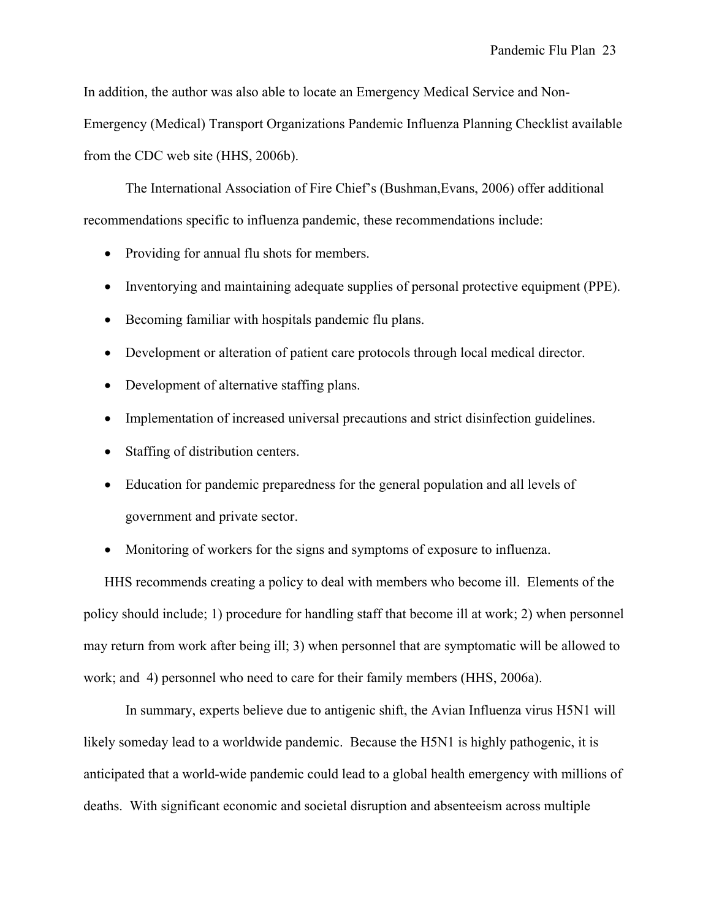In addition, the author was also able to locate an Emergency Medical Service and Non-Emergency (Medical) Transport Organizations Pandemic Influenza Planning Checklist available from the CDC web site (HHS, 2006b).

The International Association of Fire Chief's (Bushman,Evans, 2006) offer additional recommendations specific to influenza pandemic, these recommendations include:

- Providing for annual flu shots for members.
- Inventorying and maintaining adequate supplies of personal protective equipment (PPE).
- Becoming familiar with hospitals pandemic flu plans.
- Development or alteration of patient care protocols through local medical director.
- Development of alternative staffing plans.
- Implementation of increased universal precautions and strict disinfection guidelines.
- Staffing of distribution centers.
- Education for pandemic preparedness for the general population and all levels of government and private sector.
- Monitoring of workers for the signs and symptoms of exposure to influenza.

HHS recommends creating a policy to deal with members who become ill. Elements of the policy should include; 1) procedure for handling staff that become ill at work; 2) when personnel may return from work after being ill; 3) when personnel that are symptomatic will be allowed to work; and 4) personnel who need to care for their family members (HHS, 2006a).

In summary, experts believe due to antigenic shift, the Avian Influenza virus H5N1 will likely someday lead to a worldwide pandemic. Because the H5N1 is highly pathogenic, it is anticipated that a world-wide pandemic could lead to a global health emergency with millions of deaths. With significant economic and societal disruption and absenteeism across multiple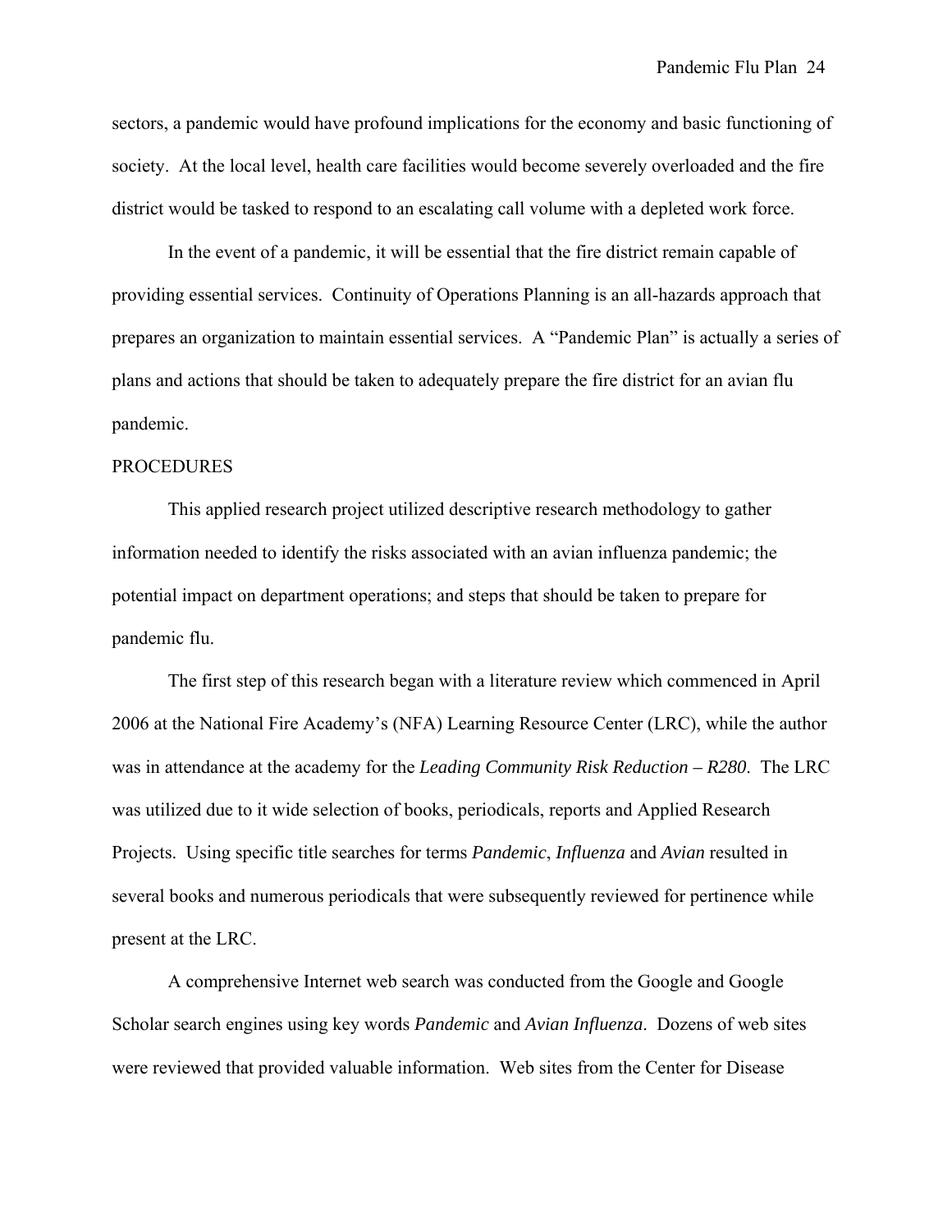sectors, a pandemic would have profound implications for the economy and basic functioning of society. At the local level, health care facilities would become severely overloaded and the fire district would be tasked to respond to an escalating call volume with a depleted work force.

In the event of a pandemic, it will be essential that the fire district remain capable of providing essential services. Continuity of Operations Planning is an all-hazards approach that prepares an organization to maintain essential services. A "Pandemic Plan" is actually a series of plans and actions that should be taken to adequately prepare the fire district for an avian flu pandemic.

## PROCEDURES

This applied research project utilized descriptive research methodology to gather information needed to identify the risks associated with an avian influenza pandemic; the potential impact on department operations; and steps that should be taken to prepare for pandemic flu.

The first step of this research began with a literature review which commenced in April 2006 at the National Fire Academy's (NFA) Learning Resource Center (LRC), while the author was in attendance at the academy for the *Leading Community Risk Reduction – R280*. The LRC was utilized due to it wide selection of books, periodicals, reports and Applied Research Projects. Using specific title searches for terms *Pandemic*, *Influenza* and *Avian* resulted in several books and numerous periodicals that were subsequently reviewed for pertinence while present at the LRC.

A comprehensive Internet web search was conducted from the Google and Google Scholar search engines using key words *Pandemic* and *Avian Influenza*. Dozens of web sites were reviewed that provided valuable information. Web sites from the Center for Disease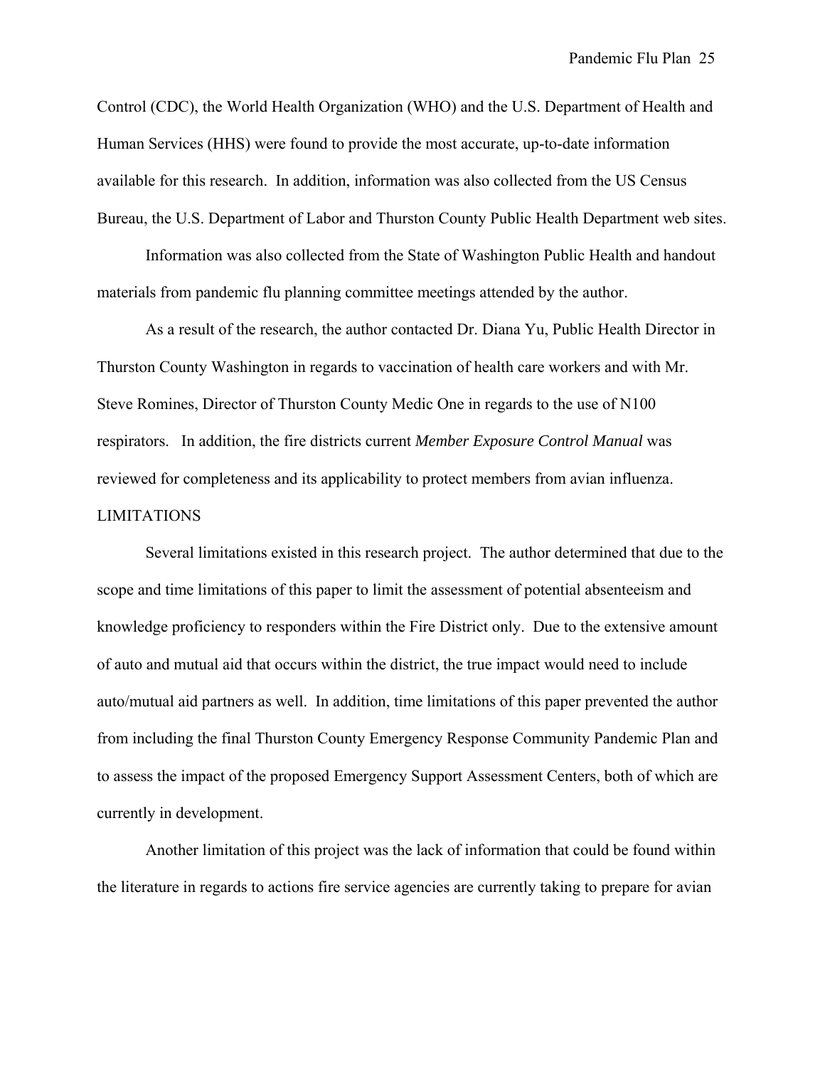Control (CDC), the World Health Organization (WHO) and the U.S. Department of Health and Human Services (HHS) were found to provide the most accurate, up-to-date information available for this research. In addition, information was also collected from the US Census Bureau, the U.S. Department of Labor and Thurston County Public Health Department web sites.

Information was also collected from the State of Washington Public Health and handout materials from pandemic flu planning committee meetings attended by the author.

As a result of the research, the author contacted Dr. Diana Yu, Public Health Director in Thurston County Washington in regards to vaccination of health care workers and with Mr. Steve Romines, Director of Thurston County Medic One in regards to the use of N100 respirators. In addition, the fire districts current *Member Exposure Control Manual* was reviewed for completeness and its applicability to protect members from avian influenza.

## LIMITATIONS

Several limitations existed in this research project. The author determined that due to the scope and time limitations of this paper to limit the assessment of potential absenteeism and knowledge proficiency to responders within the Fire District only. Due to the extensive amount of auto and mutual aid that occurs within the district, the true impact would need to include auto/mutual aid partners as well. In addition, time limitations of this paper prevented the author from including the final Thurston County Emergency Response Community Pandemic Plan and to assess the impact of the proposed Emergency Support Assessment Centers, both of which are currently in development.

Another limitation of this project was the lack of information that could be found within the literature in regards to actions fire service agencies are currently taking to prepare for avian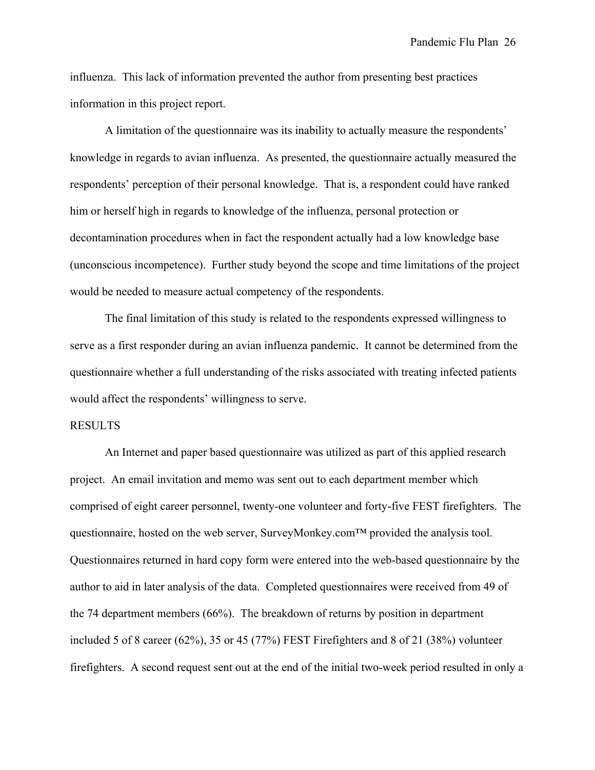influenza. This lack of information prevented the author from presenting best practices information in this project report.

A limitation of the questionnaire was its inability to actually measure the respondents' knowledge in regards to avian influenza. As presented, the questionnaire actually measured the respondents' perception of their personal knowledge. That is, a respondent could have ranked him or herself high in regards to knowledge of the influenza, personal protection or decontamination procedures when in fact the respondent actually had a low knowledge base (unconscious incompetence). Further study beyond the scope and time limitations of the project would be needed to measure actual competency of the respondents.

The final limitation of this study is related to the respondents expressed willingness to serve as a first responder during an avian influenza pandemic. It cannot be determined from the questionnaire whether a full understanding of the risks associated with treating infected patients would affect the respondents' willingness to serve.

## RESULTS

An Internet and paper based questionnaire was utilized as part of this applied research project. An email invitation and memo was sent out to each department member which comprised of eight career personnel, twenty-one volunteer and forty-five FEST firefighters. The questionnaire, hosted on the web server, SurveyMonkey.com™ provided the analysis tool. Questionnaires returned in hard copy form were entered into the web-based questionnaire by the author to aid in later analysis of the data. Completed questionnaires were received from 49 of the 74 department members (66%). The breakdown of returns by position in department included 5 of 8 career (62%), 35 or 45 (77%) FEST Firefighters and 8 of 21 (38%) volunteer firefighters. A second request sent out at the end of the initial two-week period resulted in only a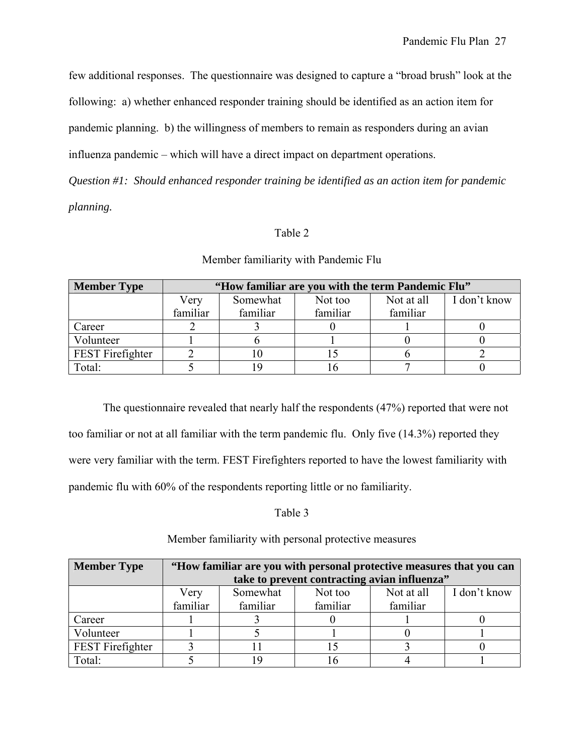few additional responses. The questionnaire was designed to capture a "broad brush" look at the following: a) whether enhanced responder training should be identified as an action item for pandemic planning. b) the willingness of members to remain as responders during an avian influenza pandemic – which will have a direct impact on department operations.

*Question #1: Should enhanced responder training be identified as an action item for pandemic planning.*

Table 2

Member familiarity with Pandemic Flu

| **Member Type** | **"How familiar are you with the term Pandemic Flu"** | | | | |
|---|---|---|---|---|---|
| | Very familiar | Somewhat familiar | Not too familiar | Not at all familiar | I don't know |
| Career | 2 | 3 | 0 | 1 | 0 |
| Volunteer | 1 | 6 | 1 | 0 | 0 |
| FEST Firefighter | 2 | 10 | 15 | 6 | 2 |
| Total: | 5 | 19 | 16 | 7 | 0 |

The questionnaire revealed that nearly half the respondents (47%) reported that were not too familiar or not at all familiar with the term pandemic flu. Only five (14.3%) reported they were very familiar with the term. FEST Firefighters reported to have the lowest familiarity with pandemic flu with 60% of the respondents reporting little or no familiarity.

Table 3

Member familiarity with personal protective measures

| **Member Type** | **"How familiar are you with personal protective measures that you can take to prevent contracting avian influenza"** | | | | |
|---|---|---|---|---|---|
| | Very familiar | Somewhat familiar | Not too familiar | Not at all familiar | I don't know |
| Career | 1 | 3 | 0 | 1 | 0 |
| Volunteer | 1 | 5 | 1 | 0 | 1 |
| FEST Firefighter | 3 | 11 | 15 | 3 | 0 |
| Total: | 5 | 19 | 16 | 4 | 1 |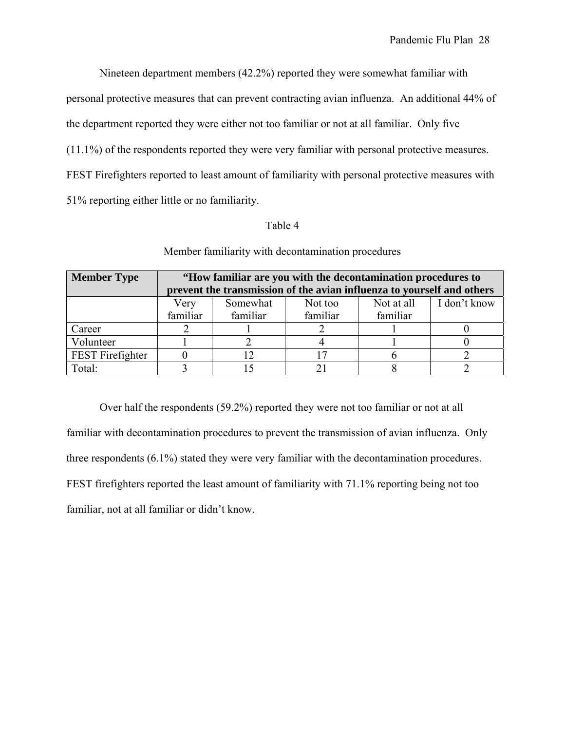Nineteen department members (42.2%) reported they were somewhat familiar with personal protective measures that can prevent contracting avian influenza. An additional 44% of the department reported they were either not too familiar or not at all familiar. Only five (11.1%) of the respondents reported they were very familiar with personal protective measures. FEST Firefighters reported to least amount of familiarity with personal protective measures with 51% reporting either little or no familiarity.

Table 4

Member familiarity with decontamination procedures

| **Member Type** | **"How familiar are you with the decontamination procedures to prevent the transmission of the avian influenza to yourself and others** | | | | |
|---|---|---|---|---|---|
| | Very familiar | Somewhat familiar | Not too familiar | Not at all familiar | I don't know |
| Career | 2 | 1 | 2 | 1 | 0 |
| Volunteer | 1 | 2 | 4 | 1 | 0 |
| FEST Firefighter | 0 | 12 | 17 | 6 | 2 |
| Total: | 3 | 15 | 21 | 8 | 2 |

Over half the respondents (59.2%) reported they were not too familiar or not at all familiar with decontamination procedures to prevent the transmission of avian influenza. Only three respondents (6.1%) stated they were very familiar with the decontamination procedures. FEST firefighters reported the least amount of familiarity with 71.1% reporting being not too familiar, not at all familiar or didn't know.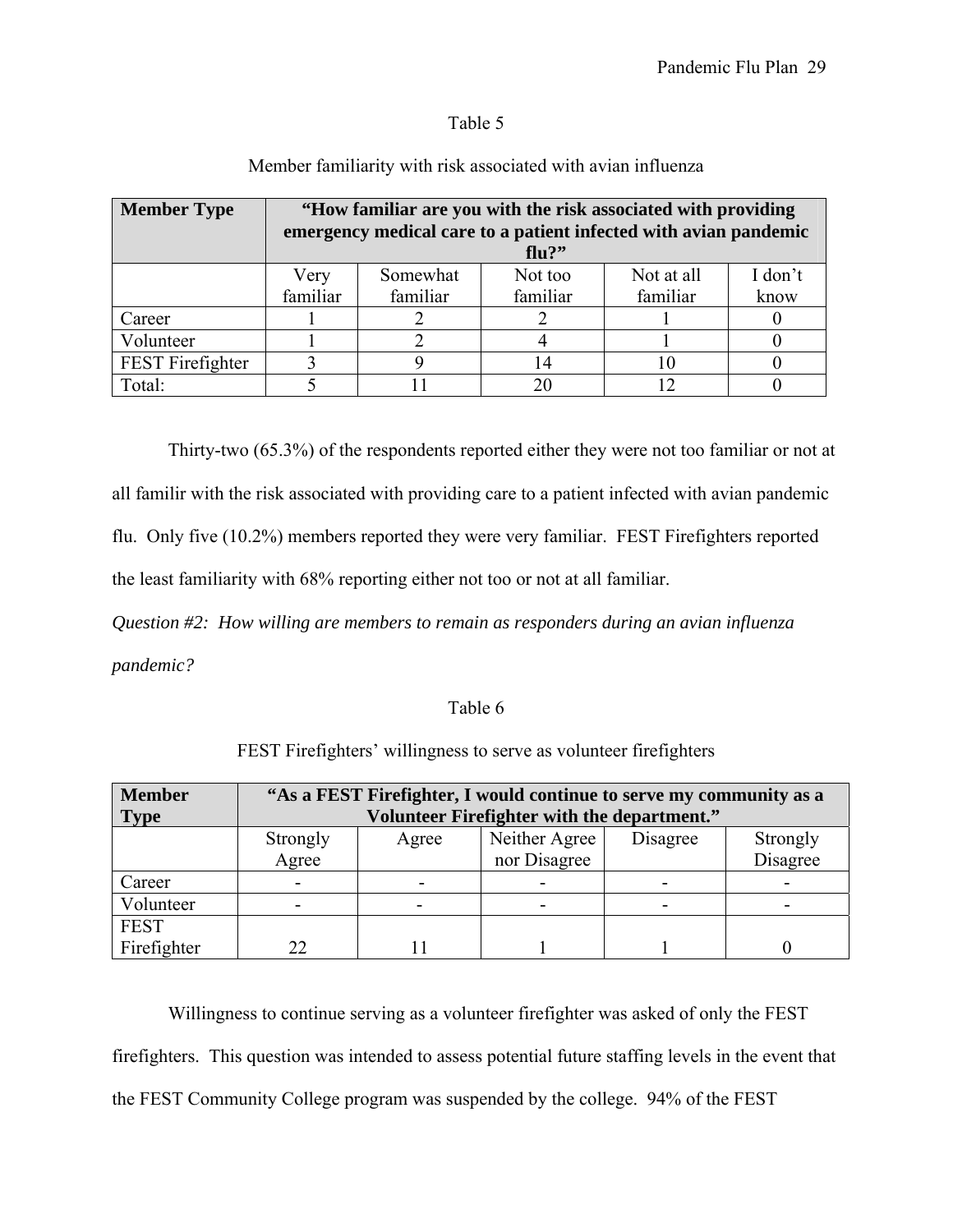Table 5

Member familiarity with risk associated with avian influenza

| Member Type | "How familiar are you with the risk associated with providing emergency medical care to a patient infected with avian pandemic flu?" | | | | |
|---|---|---|---|---|---|
| | Very familiar | Somewhat familiar | Not too familiar | Not at all familiar | I don't know |
| Career | 1 | 2 | 2 | 1 | 0 |
| Volunteer | 1 | 2 | 4 | 1 | 0 |
| FEST Firefighter | 3 | 9 | 14 | 10 | 0 |
| Total: | 5 | 11 | 20 | 12 | 0 |

Thirty-two (65.3%) of the respondents reported either they were not too familiar or not at all familir with the risk associated with providing care to a patient infected with avian pandemic flu. Only five (10.2%) members reported they were very familiar. FEST Firefighters reported the least familiarity with 68% reporting either not too or not at all familiar.

*Question #2: How willing are members to remain as responders during an avian influenza pandemic?*

Table 6

FEST Firefighters' willingness to serve as volunteer firefighters

| Member Type | "As a FEST Firefighter, I would continue to serve my community as a Volunteer Firefighter with the department." | | | | |
|---|---|---|---|---|---|
| | Strongly Agree | Agree | Neither Agree nor Disagree | Disagree | Strongly Disagree |
| Career | - | - | - | - | - |
| Volunteer | - | - | - | - | - |
| FEST Firefighter | 22 | 11 | 1 | 1 | 0 |

Willingness to continue serving as a volunteer firefighter was asked of only the FEST firefighters. This question was intended to assess potential future staffing levels in the event that the FEST Community College program was suspended by the college. 94% of the FEST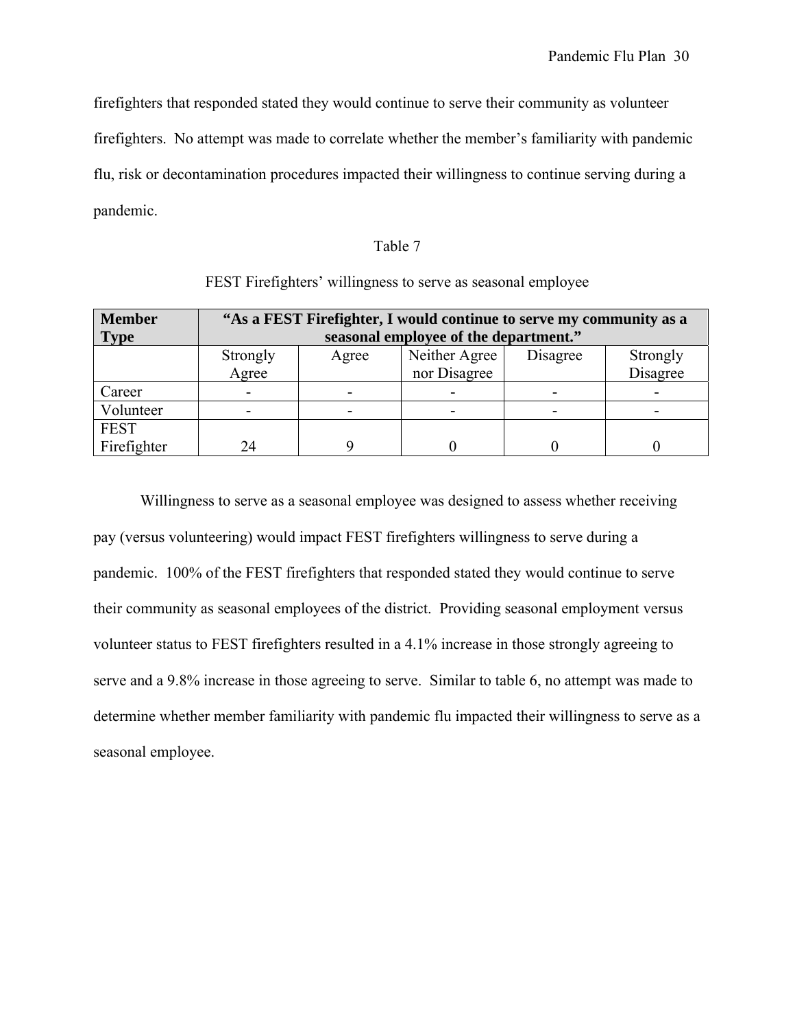firefighters that responded stated they would continue to serve their community as volunteer firefighters. No attempt was made to correlate whether the member's familiarity with pandemic flu, risk or decontamination procedures impacted their willingness to continue serving during a pandemic.

Table 7

FEST Firefighters' willingness to serve as seasonal employee

| Member Type | "As a FEST Firefighter, I would continue to serve my community as a seasonal employee of the department." | | | | |
|---|---|---|---|---|---|
| | Strongly Agree | Agree | Neither Agree nor Disagree | Disagree | Strongly Disagree |
| Career | - | - | - | - | - |
| Volunteer | - | - | - | - | - |
| FEST Firefighter | 24 | 9 | 0 | 0 | 0 |

Willingness to serve as a seasonal employee was designed to assess whether receiving pay (versus volunteering) would impact FEST firefighters willingness to serve during a pandemic. 100% of the FEST firefighters that responded stated they would continue to serve their community as seasonal employees of the district. Providing seasonal employment versus volunteer status to FEST firefighters resulted in a 4.1% increase in those strongly agreeing to serve and a 9.8% increase in those agreeing to serve. Similar to table 6, no attempt was made to determine whether member familiarity with pandemic flu impacted their willingness to serve as a seasonal employee.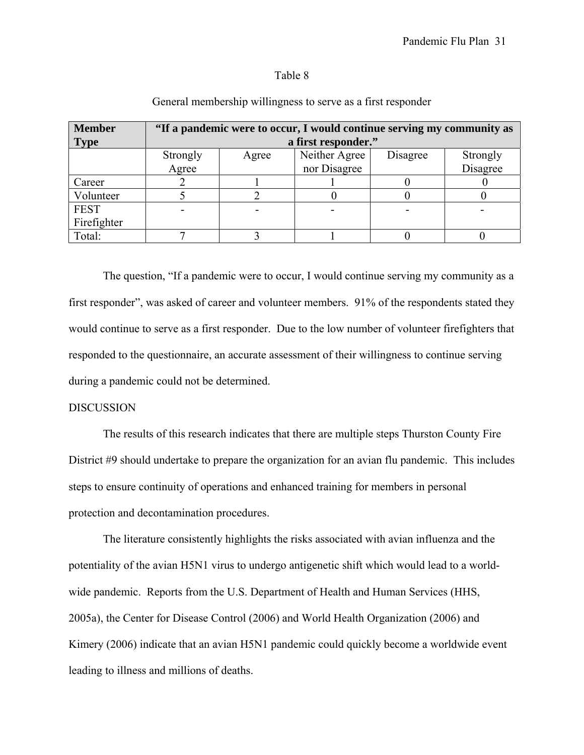Table 8

General membership willingness to serve as a first responder

| **Member Type** | **"If a pandemic were to occur, I would continue serving my community as a first responder."** | | | | |
|---|---|---|---|---|---|
| | Strongly Agree | Agree | Neither Agree nor Disagree | Disagree | Strongly Disagree |
| Career | 2 | 1 | 1 | 0 | 0 |
| Volunteer | 5 | 2 | 0 | 0 | 0 |
| FEST Firefighter | - | - | - | - | - |
| Total: | 7 | 3 | 1 | 0 | 0 |

The question, "If a pandemic were to occur, I would continue serving my community as a first responder", was asked of career and volunteer members. 91% of the respondents stated they would continue to serve as a first responder. Due to the low number of volunteer firefighters that responded to the questionnaire, an accurate assessment of their willingness to continue serving during a pandemic could not be determined.

DISCUSSION

The results of this research indicates that there are multiple steps Thurston County Fire District #9 should undertake to prepare the organization for an avian flu pandemic. This includes steps to ensure continuity of operations and enhanced training for members in personal protection and decontamination procedures.

The literature consistently highlights the risks associated with avian influenza and the potentiality of the avian H5N1 virus to undergo antigenetic shift which would lead to a world-wide pandemic. Reports from the U.S. Department of Health and Human Services (HHS, 2005a), the Center for Disease Control (2006) and World Health Organization (2006) and Kimery (2006) indicate that an avian H5N1 pandemic could quickly become a worldwide event leading to illness and millions of deaths.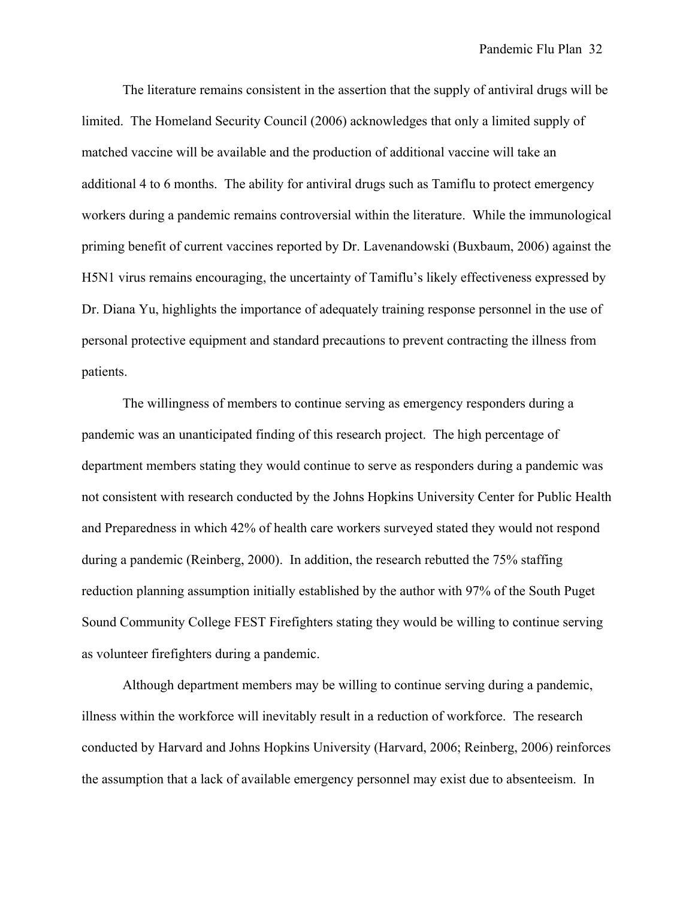The literature remains consistent in the assertion that the supply of antiviral drugs will be limited. The Homeland Security Council (2006) acknowledges that only a limited supply of matched vaccine will be available and the production of additional vaccine will take an additional 4 to 6 months. The ability for antiviral drugs such as Tamiflu to protect emergency workers during a pandemic remains controversial within the literature. While the immunological priming benefit of current vaccines reported by Dr. Lavenandowski (Buxbaum, 2006) against the H5N1 virus remains encouraging, the uncertainty of Tamiflu's likely effectiveness expressed by Dr. Diana Yu, highlights the importance of adequately training response personnel in the use of personal protective equipment and standard precautions to prevent contracting the illness from patients.

The willingness of members to continue serving as emergency responders during a pandemic was an unanticipated finding of this research project. The high percentage of department members stating they would continue to serve as responders during a pandemic was not consistent with research conducted by the Johns Hopkins University Center for Public Health and Preparedness in which 42% of health care workers surveyed stated they would not respond during a pandemic (Reinberg, 2000). In addition, the research rebutted the 75% staffing reduction planning assumption initially established by the author with 97% of the South Puget Sound Community College FEST Firefighters stating they would be willing to continue serving as volunteer firefighters during a pandemic.

Although department members may be willing to continue serving during a pandemic, illness within the workforce will inevitably result in a reduction of workforce. The research conducted by Harvard and Johns Hopkins University (Harvard, 2006; Reinberg, 2006) reinforces the assumption that a lack of available emergency personnel may exist due to absenteeism. In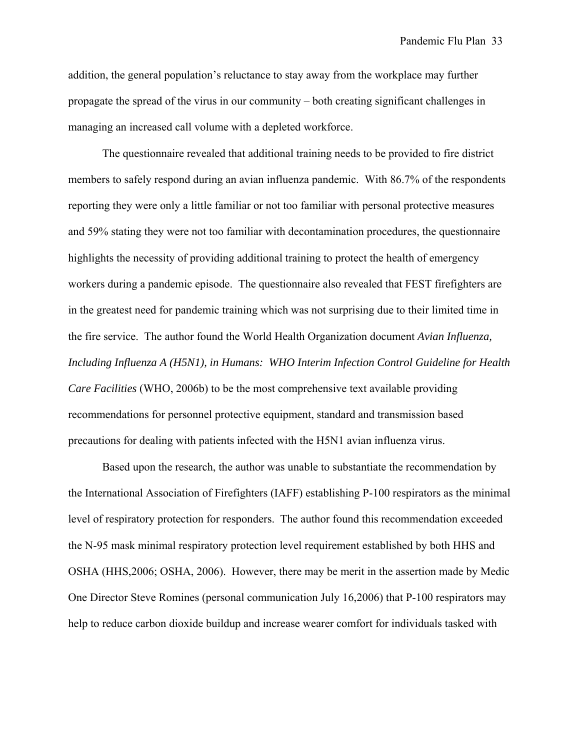addition, the general population's reluctance to stay away from the workplace may further propagate the spread of the virus in our community – both creating significant challenges in managing an increased call volume with a depleted workforce.

The questionnaire revealed that additional training needs to be provided to fire district members to safely respond during an avian influenza pandemic. With 86.7% of the respondents reporting they were only a little familiar or not too familiar with personal protective measures and 59% stating they were not too familiar with decontamination procedures, the questionnaire highlights the necessity of providing additional training to protect the health of emergency workers during a pandemic episode. The questionnaire also revealed that FEST firefighters are in the greatest need for pandemic training which was not surprising due to their limited time in the fire service. The author found the World Health Organization document *Avian Influenza, Including Influenza A (H5N1), in Humans: WHO Interim Infection Control Guideline for Health Care Facilities* (WHO, 2006b) to be the most comprehensive text available providing recommendations for personnel protective equipment, standard and transmission based precautions for dealing with patients infected with the H5N1 avian influenza virus.

Based upon the research, the author was unable to substantiate the recommendation by the International Association of Firefighters (IAFF) establishing P-100 respirators as the minimal level of respiratory protection for responders. The author found this recommendation exceeded the N-95 mask minimal respiratory protection level requirement established by both HHS and OSHA (HHS,2006; OSHA, 2006). However, there may be merit in the assertion made by Medic One Director Steve Romines (personal communication July 16,2006) that P-100 respirators may help to reduce carbon dioxide buildup and increase wearer comfort for individuals tasked with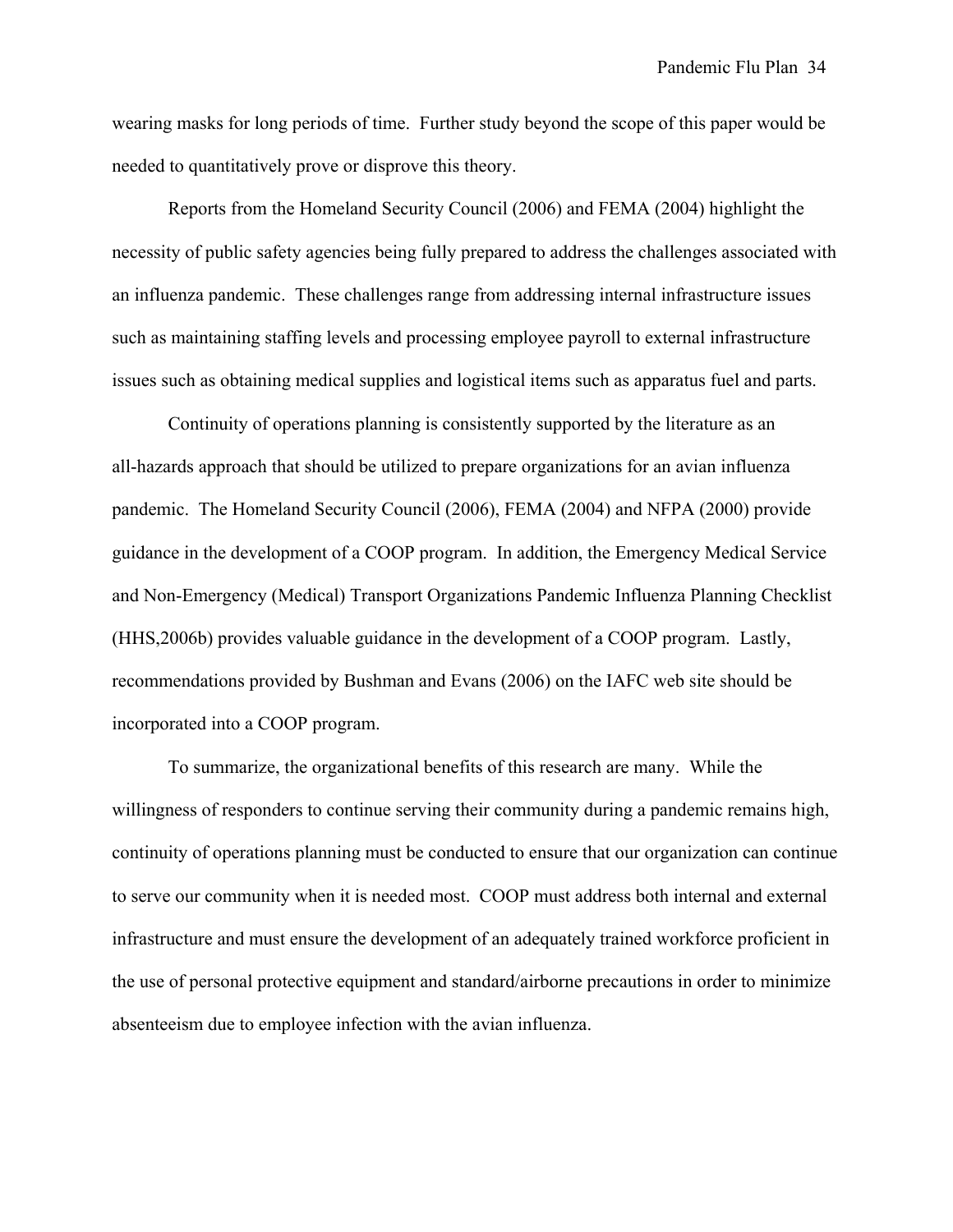wearing masks for long periods of time. Further study beyond the scope of this paper would be needed to quantitatively prove or disprove this theory.

Reports from the Homeland Security Council (2006) and FEMA (2004) highlight the necessity of public safety agencies being fully prepared to address the challenges associated with an influenza pandemic. These challenges range from addressing internal infrastructure issues such as maintaining staffing levels and processing employee payroll to external infrastructure issues such as obtaining medical supplies and logistical items such as apparatus fuel and parts.

Continuity of operations planning is consistently supported by the literature as an all-hazards approach that should be utilized to prepare organizations for an avian influenza pandemic. The Homeland Security Council (2006), FEMA (2004) and NFPA (2000) provide guidance in the development of a COOP program. In addition, the Emergency Medical Service and Non-Emergency (Medical) Transport Organizations Pandemic Influenza Planning Checklist (HHS,2006b) provides valuable guidance in the development of a COOP program. Lastly, recommendations provided by Bushman and Evans (2006) on the IAFC web site should be incorporated into a COOP program.

To summarize, the organizational benefits of this research are many. While the willingness of responders to continue serving their community during a pandemic remains high, continuity of operations planning must be conducted to ensure that our organization can continue to serve our community when it is needed most. COOP must address both internal and external infrastructure and must ensure the development of an adequately trained workforce proficient in the use of personal protective equipment and standard/airborne precautions in order to minimize absenteeism due to employee infection with the avian influenza.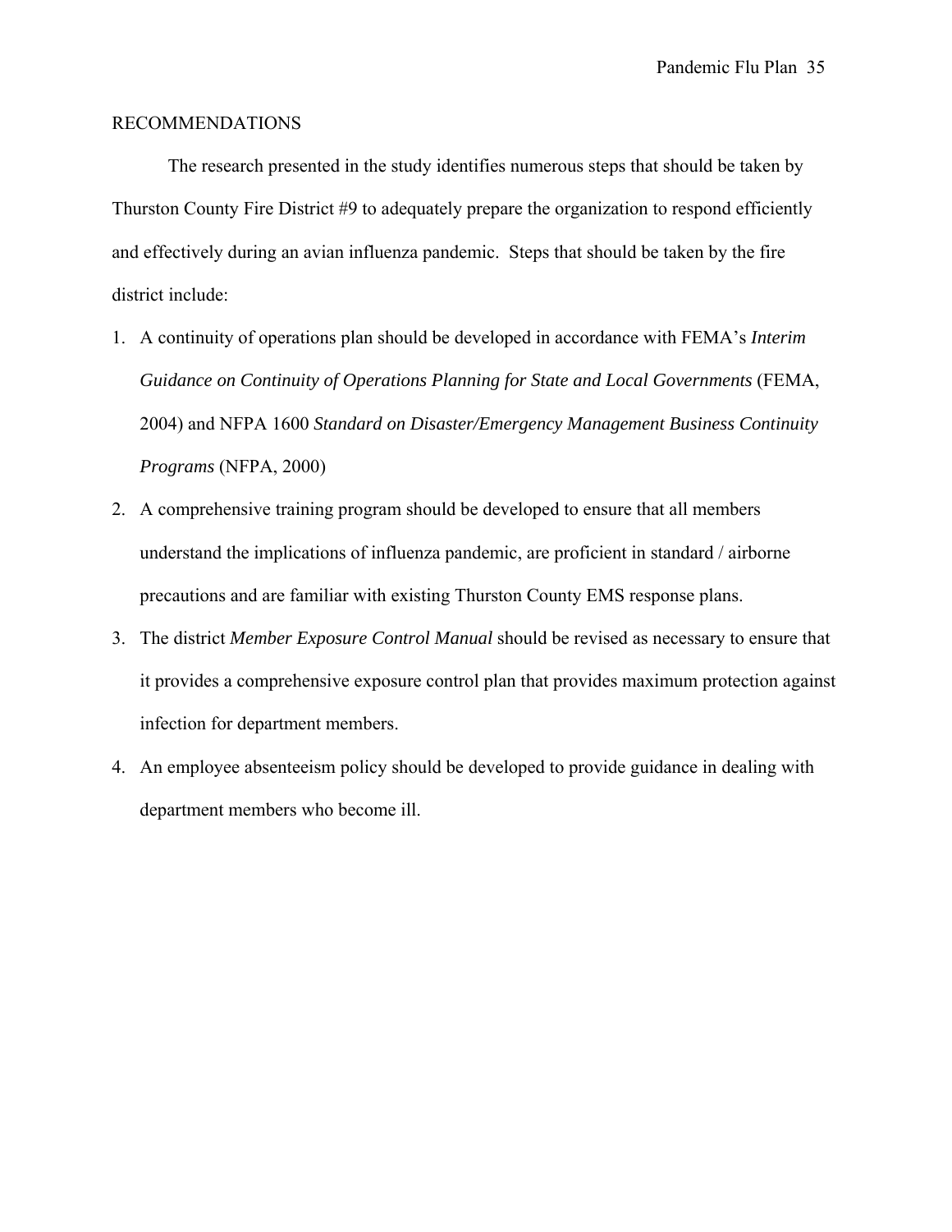## RECOMMENDATIONS

The research presented in the study identifies numerous steps that should be taken by Thurston County Fire District #9 to adequately prepare the organization to respond efficiently and effectively during an avian influenza pandemic. Steps that should be taken by the fire district include:

1. A continuity of operations plan should be developed in accordance with FEMA's *Interim Guidance on Continuity of Operations Planning for State and Local Governments* (FEMA, 2004) and NFPA 1600 *Standard on Disaster/Emergency Management Business Continuity Programs* (NFPA, 2000)
2. A comprehensive training program should be developed to ensure that all members understand the implications of influenza pandemic, are proficient in standard / airborne precautions and are familiar with existing Thurston County EMS response plans.
3. The district *Member Exposure Control Manual* should be revised as necessary to ensure that it provides a comprehensive exposure control plan that provides maximum protection against infection for department members.
4. An employee absenteeism policy should be developed to provide guidance in dealing with department members who become ill.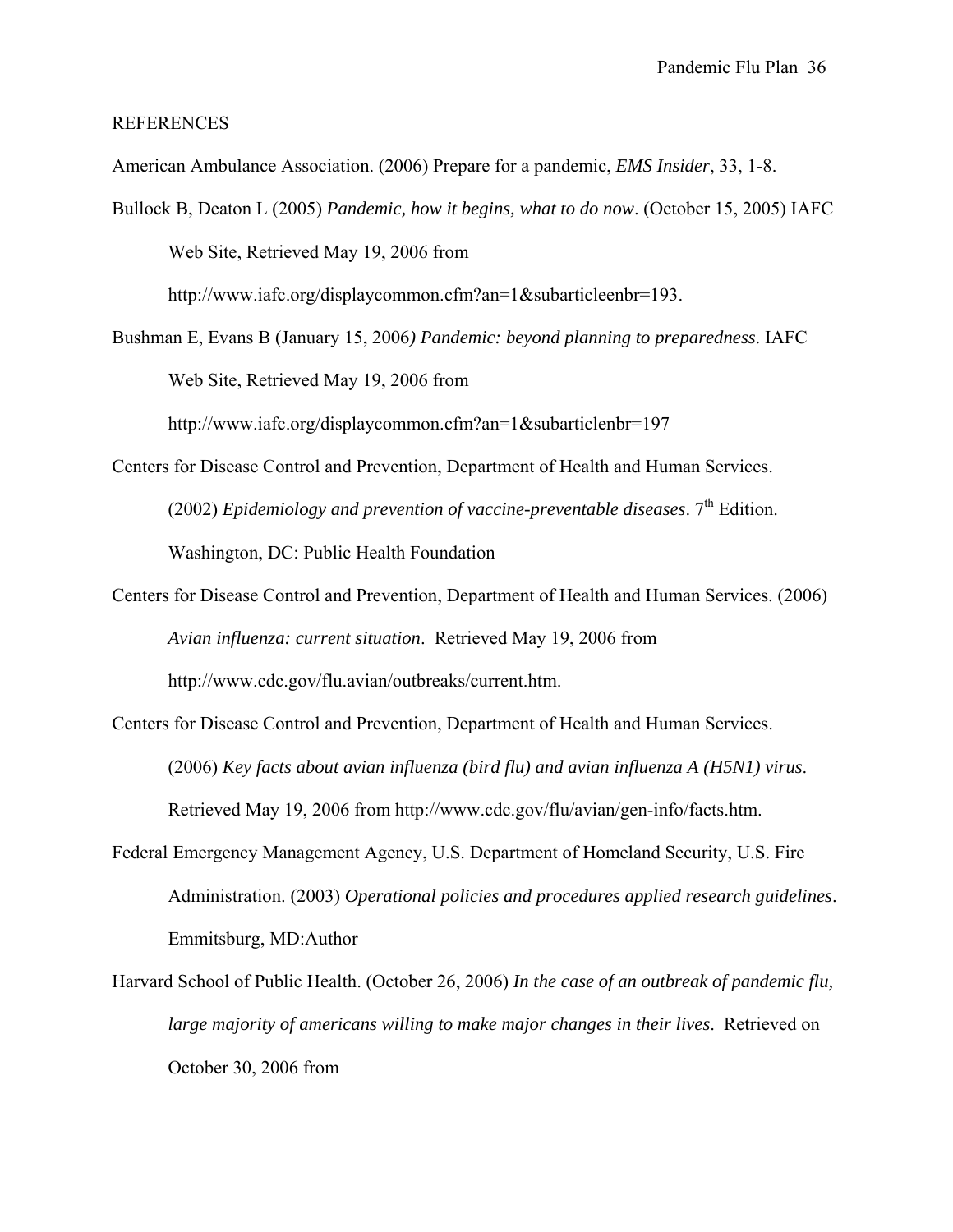REFERENCES

American Ambulance Association. (2006) Prepare for a pandemic, *EMS Insider*, 33, 1-8.

Bullock B, Deaton L (2005) *Pandemic, how it begins, what to do now*. (October 15, 2005) IAFC Web Site, Retrieved May 19, 2006 from http://www.iafc.org/displaycommon.cfm?an=1&subarticleenbr=193.

Bushman E, Evans B (January 15, 2006*) Pandemic: beyond planning to preparedness*. IAFC Web Site, Retrieved May 19, 2006 from http://www.iafc.org/displaycommon.cfm?an=1&subarticlenbr=197

Centers for Disease Control and Prevention, Department of Health and Human Services. (2002) *Epidemiology and prevention of vaccine-preventable diseases*. 7th Edition. Washington, DC: Public Health Foundation

Centers for Disease Control and Prevention, Department of Health and Human Services. (2006) *Avian influenza: current situation*. Retrieved May 19, 2006 from http://www.cdc.gov/flu.avian/outbreaks/current.htm.

Centers for Disease Control and Prevention, Department of Health and Human Services. (2006) *Key facts about avian influenza (bird flu) and avian influenza A (H5N1) virus*. Retrieved May 19, 2006 from http://www.cdc.gov/flu/avian/gen-info/facts.htm.

Federal Emergency Management Agency, U.S. Department of Homeland Security, U.S. Fire Administration. (2003) *Operational policies and procedures applied research guidelines*. Emmitsburg, MD:Author

Harvard School of Public Health. (October 26, 2006) *In the case of an outbreak of pandemic flu, large majority of americans willing to make major changes in their lives*. Retrieved on October 30, 2006 from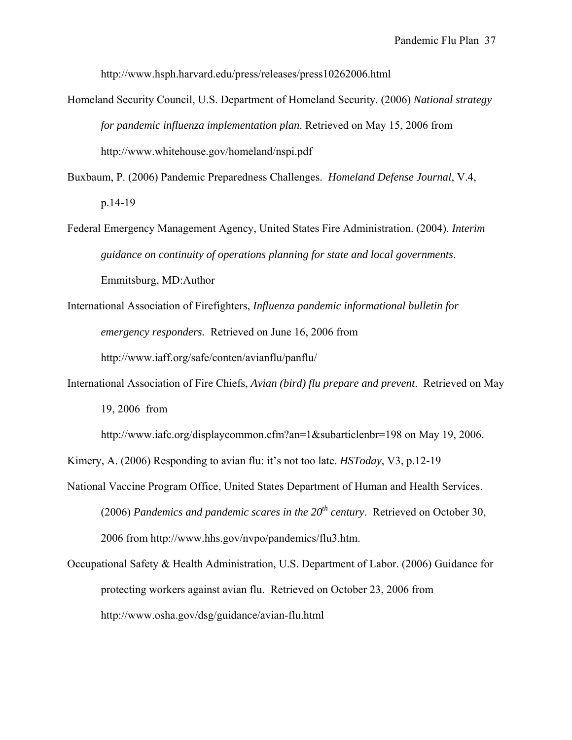http://www.hsph.harvard.edu/press/releases/press10262006.html

Homeland Security Council, U.S. Department of Homeland Security. (2006) *National strategy for pandemic influenza implementation plan*. Retrieved on May 15, 2006 from http://www.whitehouse.gov/homeland/nspi.pdf

Buxbaum, P. (2006) Pandemic Preparedness Challenges. *Homeland Defense Journal*, V.4, p.14-19

Federal Emergency Management Agency, United States Fire Administration. (2004). *Interim guidance on continuity of operations planning for state and local governments*. Emmitsburg, MD:Author

International Association of Firefighters, *Influenza pandemic informational bulletin for emergency responders.* Retrieved on June 16, 2006 from http://www.iaff.org/safe/conten/avianflu/panflu/

International Association of Fire Chiefs, *Avian (bird) flu prepare and prevent*. Retrieved on May 19, 2006 from http://www.iafc.org/displaycommon.cfm?an=1&subarticlenbr=198 on May 19, 2006.

Kimery, A. (2006) Responding to avian flu: it's not too late. *HSToday*, V3, p.12-19

National Vaccine Program Office, United States Department of Human and Health Services. (2006) *Pandemics and pandemic scares in the 20th century*. Retrieved on October 30, 2006 from http://www.hhs.gov/nvpo/pandemics/flu3.htm.

Occupational Safety & Health Administration, U.S. Department of Labor. (2006) Guidance for protecting workers against avian flu. Retrieved on October 23, 2006 from http://www.osha.gov/dsg/guidance/avian-flu.html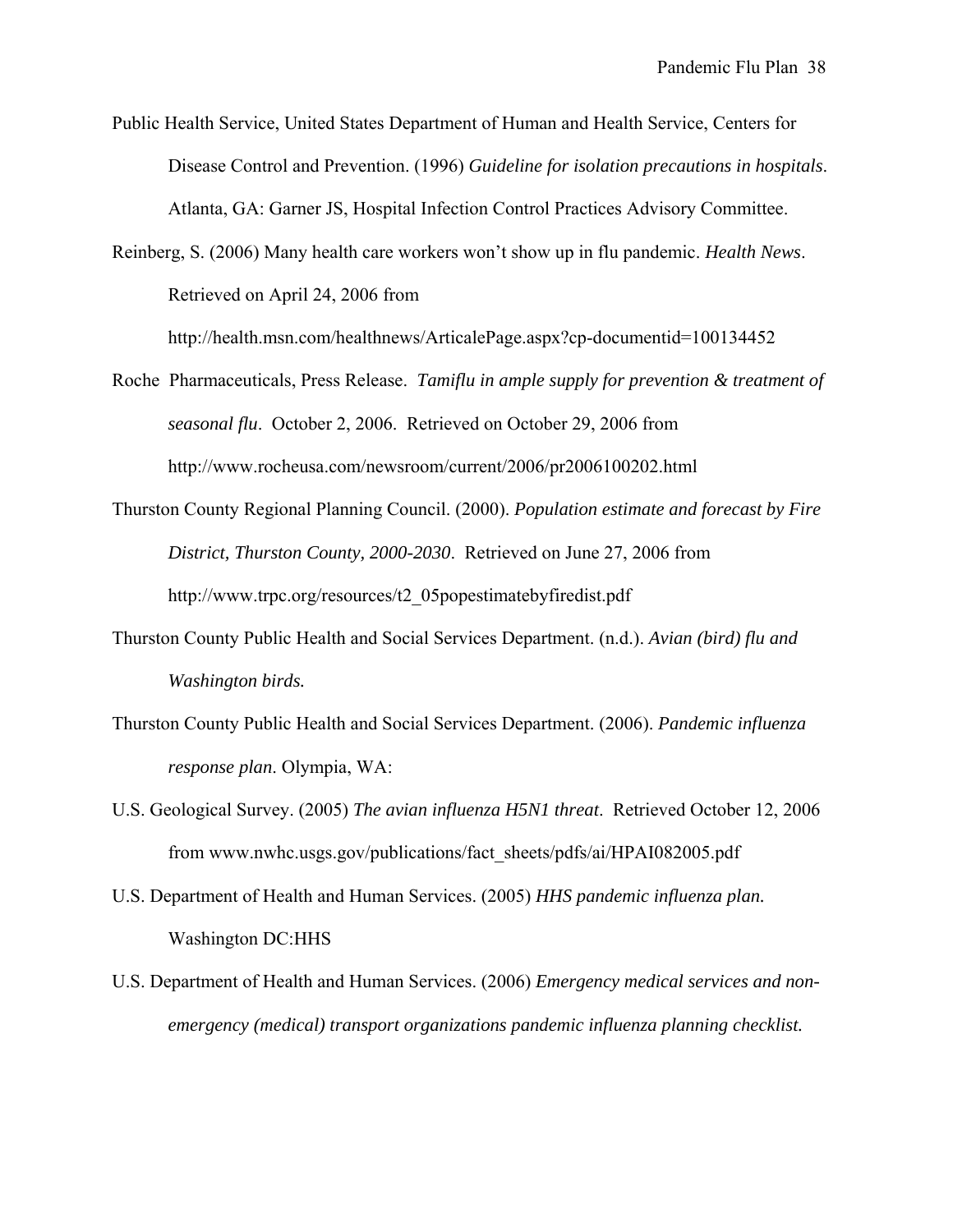Public Health Service, United States Department of Human and Health Service, Centers for Disease Control and Prevention. (1996) *Guideline for isolation precautions in hospitals*. Atlanta, GA: Garner JS, Hospital Infection Control Practices Advisory Committee.

Reinberg, S. (2006) Many health care workers won't show up in flu pandemic. *Health News*. Retrieved on April 24, 2006 from http://health.msn.com/healthnews/ArticalePage.aspx?cp-documentid=100134452

Roche Pharmaceuticals, Press Release. *Tamiflu in ample supply for prevention & treatment of seasonal flu*. October 2, 2006. Retrieved on October 29, 2006 from http://www.rocheusa.com/newsroom/current/2006/pr2006100202.html

Thurston County Regional Planning Council. (2000). *Population estimate and forecast by Fire District, Thurston County, 2000-2030*. Retrieved on June 27, 2006 from http://www.trpc.org/resources/t2_05popestimatebyfiredist.pdf

Thurston County Public Health and Social Services Department. (n.d.). *Avian (bird) flu and Washington birds.*

Thurston County Public Health and Social Services Department. (2006). *Pandemic influenza response plan*. Olympia, WA:

U.S. Geological Survey. (2005) *The avian influenza H5N1 threat*. Retrieved October 12, 2006 from www.nwhc.usgs.gov/publications/fact_sheets/pdfs/ai/HPAI082005.pdf

U.S. Department of Health and Human Services. (2005) *HHS pandemic influenza plan.* Washington DC:HHS

U.S. Department of Health and Human Services. (2006) *Emergency medical services and non-emergency (medical) transport organizations pandemic influenza planning checklist.*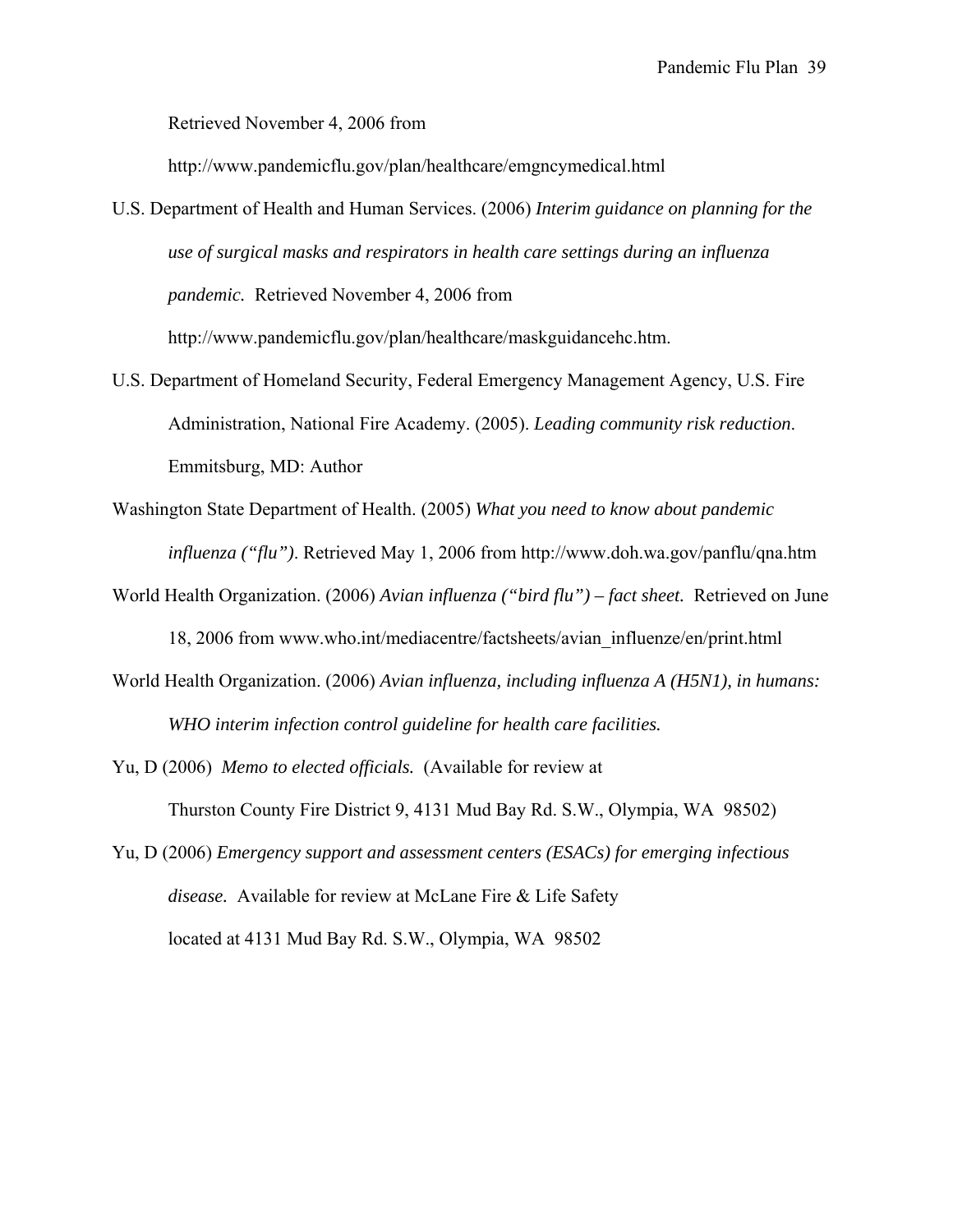Retrieved November 4, 2006 from http://www.pandemicflu.gov/plan/healthcare/emgncymedical.html

U.S. Department of Health and Human Services. (2006) *Interim guidance on planning for the use of surgical masks and respirators in health care settings during an influenza pandemic.* Retrieved November 4, 2006 from http://www.pandemicflu.gov/plan/healthcare/maskguidancehc.htm.

U.S. Department of Homeland Security, Federal Emergency Management Agency, U.S. Fire Administration, National Fire Academy. (2005). *Leading community risk reduction*. Emmitsburg, MD: Author

Washington State Department of Health. (2005) *What you need to know about pandemic influenza ("flu")*. Retrieved May 1, 2006 from http://www.doh.wa.gov/panflu/qna.htm

World Health Organization. (2006) *Avian influenza ("bird flu") – fact sheet.* Retrieved on June 18, 2006 from www.who.int/mediacentre/factsheets/avian_influenze/en/print.html

World Health Organization. (2006) *Avian influenza, including influenza A (H5N1), in humans: WHO interim infection control guideline for health care facilities.*

Yu, D (2006) *Memo to elected officials.* (Available for review at Thurston County Fire District 9, 4131 Mud Bay Rd. S.W., Olympia, WA 98502)

Yu, D (2006) *Emergency support and assessment centers (ESACs) for emerging infectious disease.* Available for review at McLane Fire & Life Safety located at 4131 Mud Bay Rd. S.W., Olympia, WA 98502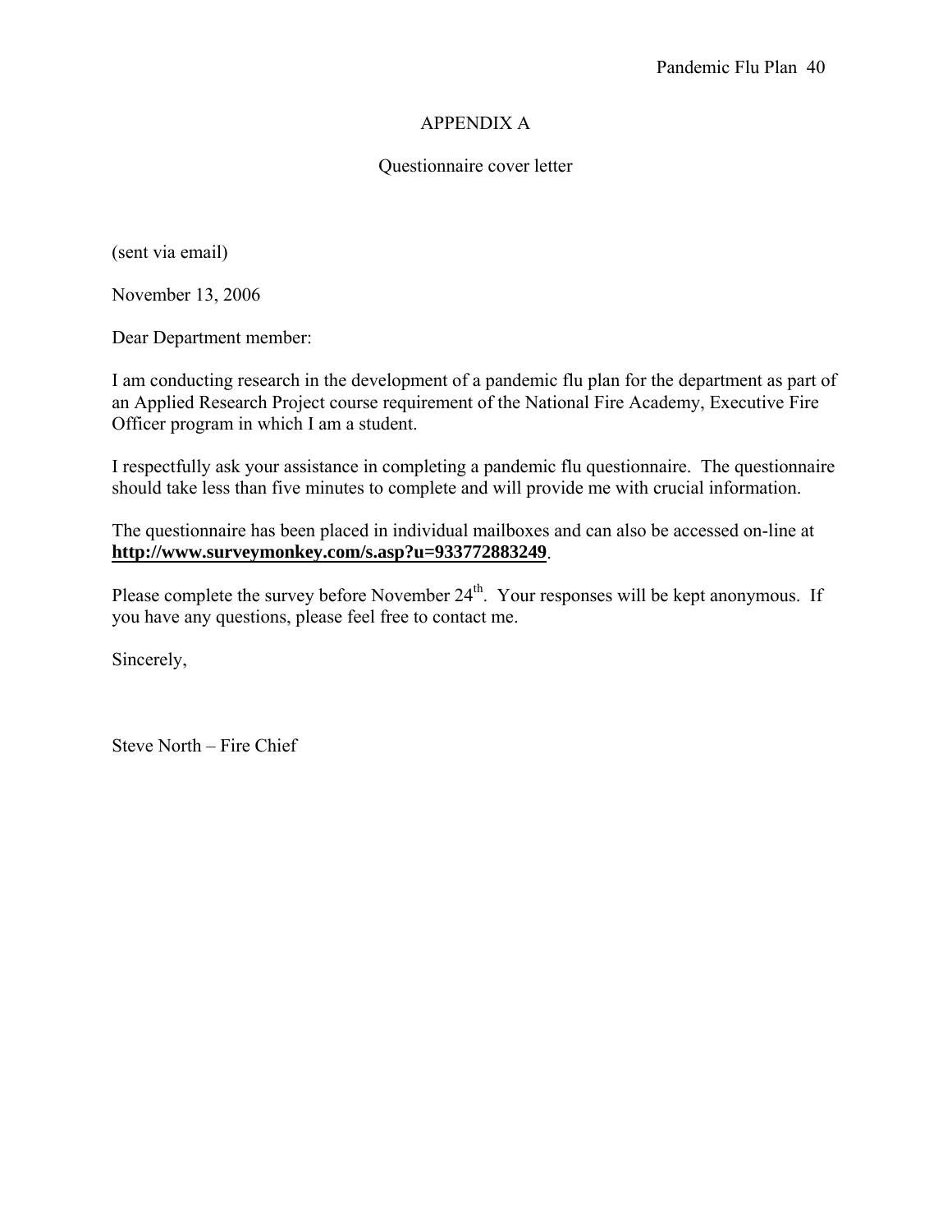# APPENDIX A

## Questionnaire cover letter

(sent via email)

November 13, 2006

Dear Department member:

I am conducting research in the development of a pandemic flu plan for the department as part of an Applied Research Project course requirement of the National Fire Academy, Executive Fire Officer program in which I am a student.

I respectfully ask your assistance in completing a pandemic flu questionnaire. The questionnaire should take less than five minutes to complete and will provide me with crucial information.

The questionnaire has been placed in individual mailboxes and can also be accessed on-line at **http://www.surveymonkey.com/s.asp?u=933772883249**.

Please complete the survey before November 24th. Your responses will be kept anonymous. If you have any questions, please feel free to contact me.

Sincerely,

Steve North – Fire Chief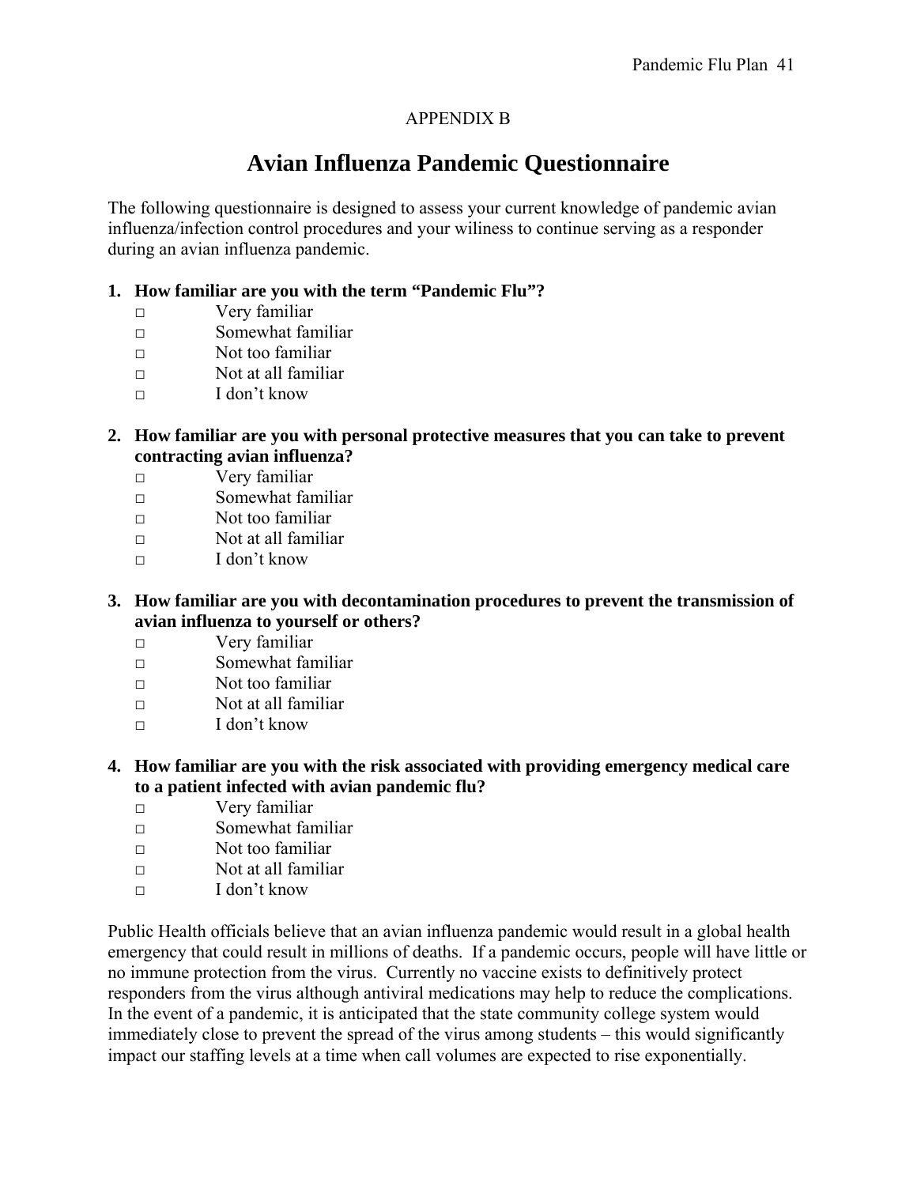APPENDIX B

# Avian Influenza Pandemic Questionnaire

The following questionnaire is designed to assess your current knowledge of pandemic avian influenza/infection control procedures and your wiliness to continue serving as a responder during an avian influenza pandemic.

**1. How familiar are you with the term "Pandemic Flu"?**

- □ Very familiar
- □ Somewhat familiar
- □ Not too familiar
- □ Not at all familiar
- □ I don't know

**2. How familiar are you with personal protective measures that you can take to prevent contracting avian influenza?**

- □ Very familiar
- □ Somewhat familiar
- □ Not too familiar
- □ Not at all familiar
- □ I don't know

**3. How familiar are you with decontamination procedures to prevent the transmission of avian influenza to yourself or others?**

- □ Very familiar
- □ Somewhat familiar
- □ Not too familiar
- □ Not at all familiar
- □ I don't know

**4. How familiar are you with the risk associated with providing emergency medical care to a patient infected with avian pandemic flu?**

- □ Very familiar
- □ Somewhat familiar
- □ Not too familiar
- □ Not at all familiar
- □ I don't know

Public Health officials believe that an avian influenza pandemic would result in a global health emergency that could result in millions of deaths. If a pandemic occurs, people will have little or no immune protection from the virus. Currently no vaccine exists to definitively protect responders from the virus although antiviral medications may help to reduce the complications. In the event of a pandemic, it is anticipated that the state community college system would immediately close to prevent the spread of the virus among students – this would significantly impact our staffing levels at a time when call volumes are expected to rise exponentially.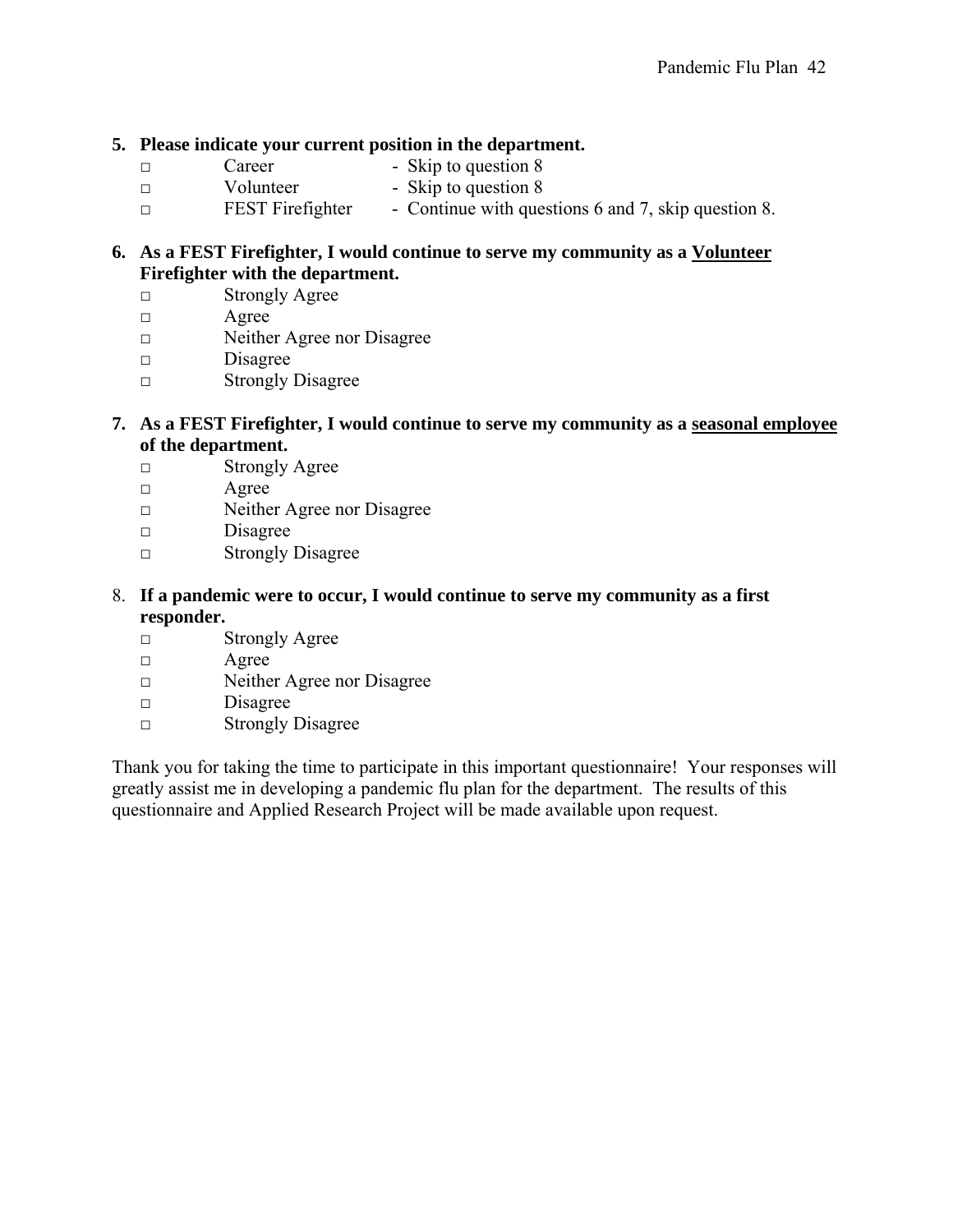**5. Please indicate your current position in the department.**

- □ Career - Skip to question 8
- □ Volunteer - Skip to question 8
- □ FEST Firefighter - Continue with questions 6 and 7, skip question 8.

**6. As a FEST Firefighter, I would continue to serve my community as a <u>Volunteer</u> Firefighter with the department.**

- □ Strongly Agree
- □ Agree
- □ Neither Agree nor Disagree
- □ Disagree
- □ Strongly Disagree

**7. As a FEST Firefighter, I would continue to serve my community as a <u>seasonal employee</u> of the department.**

- □ Strongly Agree
- □ Agree
- □ Neither Agree nor Disagree
- □ Disagree
- □ Strongly Disagree

8. **If a pandemic were to occur, I would continue to serve my community as a first responder.**

- □ Strongly Agree
- □ Agree
- □ Neither Agree nor Disagree
- □ Disagree
- □ Strongly Disagree

Thank you for taking the time to participate in this important questionnaire! Your responses will greatly assist me in developing a pandemic flu plan for the department. The results of this questionnaire and Applied Research Project will be made available upon request.